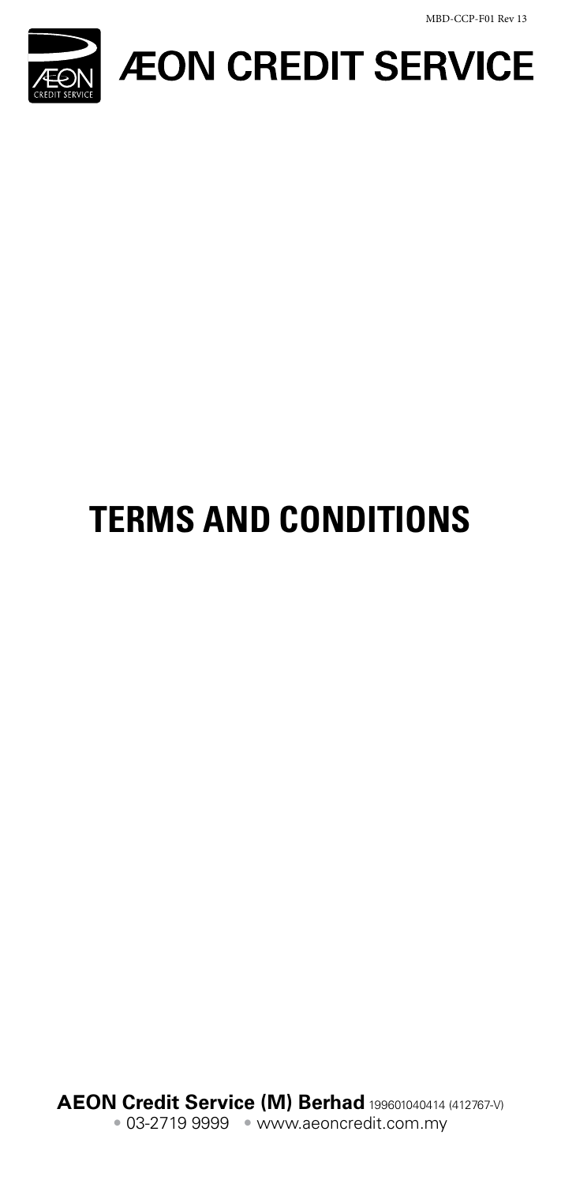MBD-CCP-F01 Rev 13

# ÆON CREDIT SERVICE

# TERMS AND CONDITIONS

**AEON Credit Service (M) Berhad** 199601040414 (412767-V)

• 03-2719 9999 • www.aeoncredit.com.my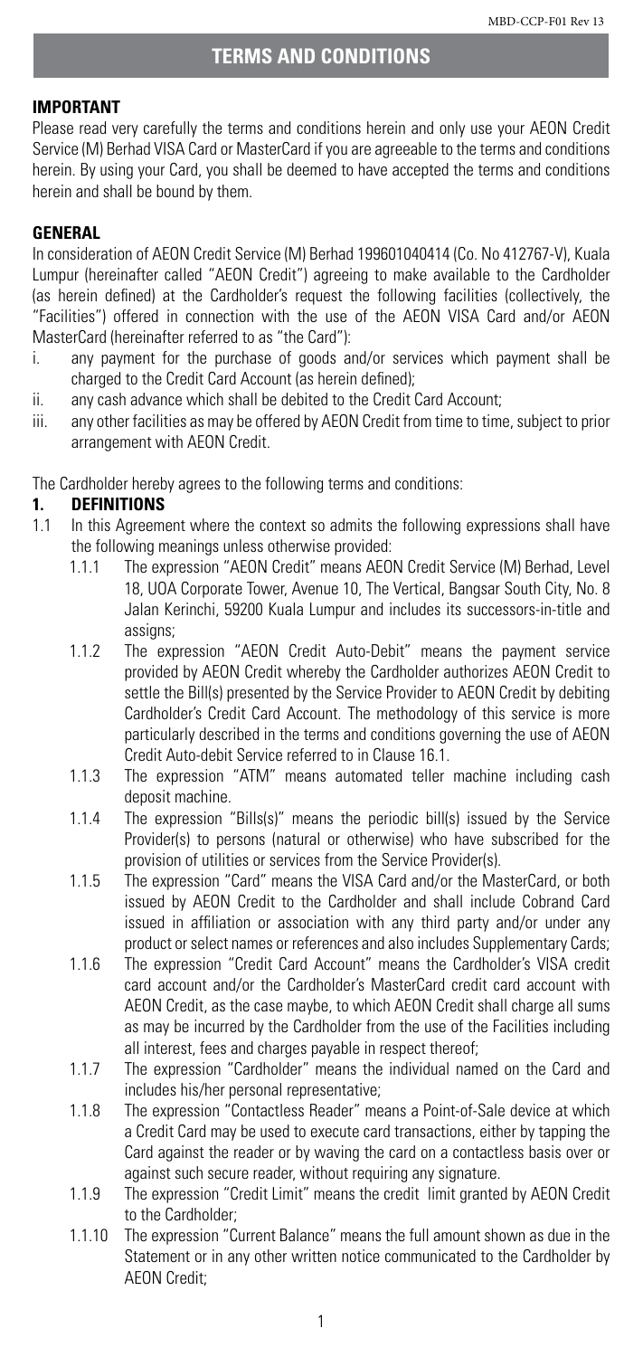# TERMS AND CONDITIONS

## IMPORTANT

Please read very carefully the terms and conditions herein and only use your AEON Credit Service (M) Berhad VISA Card or MasterCard if you are agreeable to the terms and conditions herein. By using your Card, you shall be deemed to have accepted the terms and conditions herein and shall be bound by them.

## GENERAL

In consideration of AEON Credit Service (M) Berhad 199601040414 (Co. No 412767-V), Kuala Lumpur (hereinafter called "AEON Credit") agreeing to make available to the Cardholder (as herein defined) at the Cardholder's request the following facilities (collectively, the "Facilities") offered in connection with the use of the AEON VISA Card and/or AEON MasterCard (hereinafter referred to as "the Card"):

i. any payment for the purchase of goods and/or services which payment shall be charged to the Credit Card Account (as herein defined);
ii. any cash advance which shall be debited to the Credit Card Account;
iii. any other facilities as may be offered by AEON Credit from time to time, subject to prior arrangement with AEON Credit.

The Cardholder hereby agrees to the following terms and conditions:

### 1. DEFINITIONS

1.1 In this Agreement where the context so admits the following expressions shall have the following meanings unless otherwise provided:

1.1.1 The expression "AEON Credit" means AEON Credit Service (M) Berhad, Level 18, UOA Corporate Tower, Avenue 10, The Vertical, Bangsar South City, No. 8 Jalan Kerinchi, 59200 Kuala Lumpur and includes its successors-in-title and assigns;

1.1.2 The expression "AEON Credit Auto-Debit" means the payment service provided by AEON Credit whereby the Cardholder authorizes AEON Credit to settle the Bill(s) presented by the Service Provider to AEON Credit by debiting Cardholder's Credit Card Account. The methodology of this service is more particularly described in the terms and conditions governing the use of AEON Credit Auto-debit Service referred to in Clause 16.1.

1.1.3 The expression "ATM" means automated teller machine including cash deposit machine.

1.1.4 The expression "Bills(s)" means the periodic bill(s) issued by the Service Provider(s) to persons (natural or otherwise) who have subscribed for the provision of utilities or services from the Service Provider(s).

1.1.5 The expression "Card" means the VISA Card and/or the MasterCard, or both issued by AEON Credit to the Cardholder and shall include Cobrand Card issued in affiliation or association with any third party and/or under any product or select names or references and also includes Supplementary Cards;

1.1.6 The expression "Credit Card Account" means the Cardholder's VISA credit card account and/or the Cardholder's MasterCard credit card account with AEON Credit, as the case maybe, to which AEON Credit shall charge all sums as may be incurred by the Cardholder from the use of the Facilities including all interest, fees and charges payable in respect thereof;

1.1.7 The expression "Cardholder" means the individual named on the Card and includes his/her personal representative;

1.1.8 The expression "Contactless Reader" means a Point-of-Sale device at which a Credit Card may be used to execute card transactions, either by tapping the Card against the reader or by waving the card on a contactless basis over or against such secure reader, without requiring any signature.

1.1.9 The expression "Credit Limit" means the credit limit granted by AEON Credit to the Cardholder;

1.1.10 The expression "Current Balance" means the full amount shown as due in the Statement or in any other written notice communicated to the Cardholder by AEON Credit;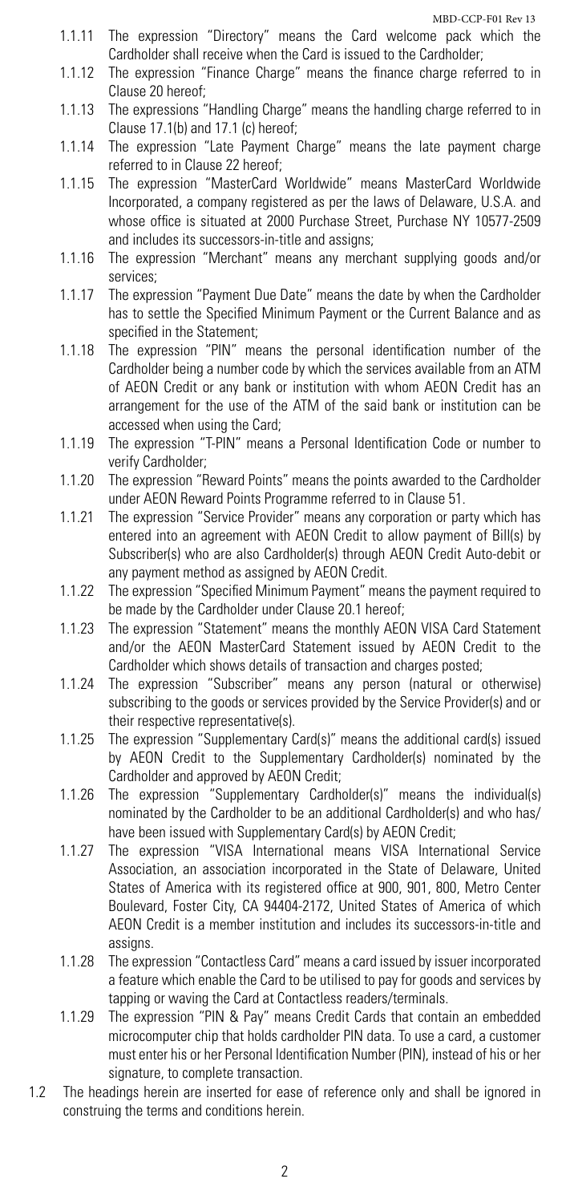1.1.11 The expression "Directory" means the Card welcome pack which the Cardholder shall receive when the Card is issued to the Cardholder;

1.1.12 The expression "Finance Charge" means the finance charge referred to in Clause 20 hereof;

1.1.13 The expressions "Handling Charge" means the handling charge referred to in Clause 17.1(b) and 17.1 (c) hereof;

1.1.14 The expression "Late Payment Charge" means the late payment charge referred to in Clause 22 hereof;

1.1.15 The expression "MasterCard Worldwide" means MasterCard Worldwide Incorporated, a company registered as per the laws of Delaware, U.S.A. and whose office is situated at 2000 Purchase Street, Purchase NY 10577-2509 and includes its successors-in-title and assigns;

1.1.16 The expression "Merchant" means any merchant supplying goods and/or services;

1.1.17 The expression "Payment Due Date" means the date by when the Cardholder has to settle the Specified Minimum Payment or the Current Balance and as specified in the Statement;

1.1.18 The expression "PIN" means the personal identification number of the Cardholder being a number code by which the services available from an ATM of AEON Credit or any bank or institution with whom AEON Credit has an arrangement for the use of the ATM of the said bank or institution can be accessed when using the Card;

1.1.19 The expression "T-PIN" means a Personal Identification Code or number to verify Cardholder;

1.1.20 The expression "Reward Points" means the points awarded to the Cardholder under AEON Reward Points Programme referred to in Clause 51.

1.1.21 The expression "Service Provider" means any corporation or party which has entered into an agreement with AEON Credit to allow payment of Bill(s) by Subscriber(s) who are also Cardholder(s) through AEON Credit Auto-debit or any payment method as assigned by AEON Credit.

1.1.22 The expression "Specified Minimum Payment" means the payment required to be made by the Cardholder under Clause 20.1 hereof;

1.1.23 The expression "Statement" means the monthly AEON VISA Card Statement and/or the AEON MasterCard Statement issued by AEON Credit to the Cardholder which shows details of transaction and charges posted;

1.1.24 The expression "Subscriber" means any person (natural or otherwise) subscribing to the goods or services provided by the Service Provider(s) and or their respective representative(s).

1.1.25 The expression "Supplementary Card(s)" means the additional card(s) issued by AEON Credit to the Supplementary Cardholder(s) nominated by the Cardholder and approved by AEON Credit;

1.1.26 The expression "Supplementary Cardholder(s)" means the individual(s) nominated by the Cardholder to be an additional Cardholder(s) and who has/ have been issued with Supplementary Card(s) by AEON Credit;

1.1.27 The expression "VISA International means VISA International Service Association, an association incorporated in the State of Delaware, United States of America with its registered office at 900, 901, 800, Metro Center Boulevard, Foster City, CA 94404-2172, United States of America of which AEON Credit is a member institution and includes its successors-in-title and assigns.

1.1.28 The expression "Contactless Card" means a card issued by issuer incorporated a feature which enable the Card to be utilised to pay for goods and services by tapping or waving the Card at Contactless readers/terminals.

1.1.29 The expression "PIN & Pay" means Credit Cards that contain an embedded microcomputer chip that holds cardholder PIN data. To use a card, a customer must enter his or her Personal Identification Number (PIN), instead of his or her signature, to complete transaction.

1.2 The headings herein are inserted for ease of reference only and shall be ignored in construing the terms and conditions herein.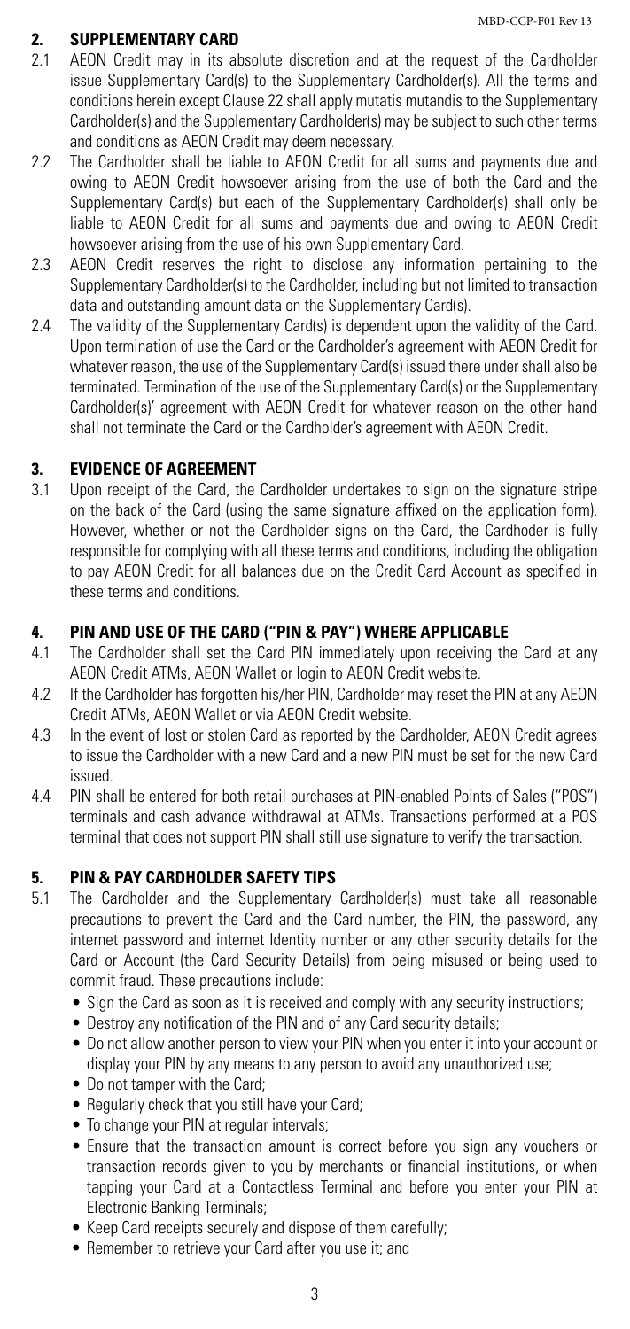## 2. SUPPLEMENTARY CARD

2.1 AEON Credit may in its absolute discretion and at the request of the Cardholder issue Supplementary Card(s) to the Supplementary Cardholder(s). All the terms and conditions herein except Clause 22 shall apply mutatis mutandis to the Supplementary Cardholder(s) and the Supplementary Cardholder(s) may be subject to such other terms and conditions as AEON Credit may deem necessary.

2.2 The Cardholder shall be liable to AEON Credit for all sums and payments due and owing to AEON Credit howsoever arising from the use of both the Card and the Supplementary Card(s) but each of the Supplementary Cardholder(s) shall only be liable to AEON Credit for all sums and payments due and owing to AEON Credit howsoever arising from the use of his own Supplementary Card.

2.3 AEON Credit reserves the right to disclose any information pertaining to the Supplementary Cardholder(s) to the Cardholder, including but not limited to transaction data and outstanding amount data on the Supplementary Card(s).

2.4 The validity of the Supplementary Card(s) is dependent upon the validity of the Card. Upon termination of use the Card or the Cardholder's agreement with AEON Credit for whatever reason, the use of the Supplementary Card(s) issued there under shall also be terminated. Termination of the use of the Supplementary Card(s) or the Supplementary Cardholder(s)' agreement with AEON Credit for whatever reason on the other hand shall not terminate the Card or the Cardholder's agreement with AEON Credit.

## 3. EVIDENCE OF AGREEMENT

3.1 Upon receipt of the Card, the Cardholder undertakes to sign on the signature stripe on the back of the Card (using the same signature affixed on the application form). However, whether or not the Cardholder signs on the Card, the Cardhoder is fully responsible for complying with all these terms and conditions, including the obligation to pay AEON Credit for all balances due on the Credit Card Account as specified in these terms and conditions.

## 4. PIN AND USE OF THE CARD ("PIN & PAY") WHERE APPLICABLE

4.1 The Cardholder shall set the Card PIN immediately upon receiving the Card at any AEON Credit ATMs, AEON Wallet or login to AEON Credit website.

4.2 If the Cardholder has forgotten his/her PIN, Cardholder may reset the PIN at any AEON Credit ATMs, AEON Wallet or via AEON Credit website.

4.3 In the event of lost or stolen Card as reported by the Cardholder, AEON Credit agrees to issue the Cardholder with a new Card and a new PIN must be set for the new Card issued.

4.4 PIN shall be entered for both retail purchases at PIN-enabled Points of Sales ("POS") terminals and cash advance withdrawal at ATMs. Transactions performed at a POS terminal that does not support PIN shall still use signature to verify the transaction.

## 5. PIN & PAY CARDHOLDER SAFETY TIPS

5.1 The Cardholder and the Supplementary Cardholder(s) must take all reasonable precautions to prevent the Card and the Card number, the PIN, the password, any internet password and internet Identity number or any other security details for the Card or Account (the Card Security Details) from being misused or being used to commit fraud. These precautions include:

- Sign the Card as soon as it is received and comply with any security instructions;
- Destroy any notification of the PIN and of any Card security details;
- Do not allow another person to view your PIN when you enter it into your account or display your PIN by any means to any person to avoid any unauthorized use;
- Do not tamper with the Card;
- Regularly check that you still have your Card;
- To change your PIN at regular intervals;
- Ensure that the transaction amount is correct before you sign any vouchers or transaction records given to you by merchants or financial institutions, or when tapping your Card at a Contactless Terminal and before you enter your PIN at Electronic Banking Terminals;
- Keep Card receipts securely and dispose of them carefully;
- Remember to retrieve your Card after you use it; and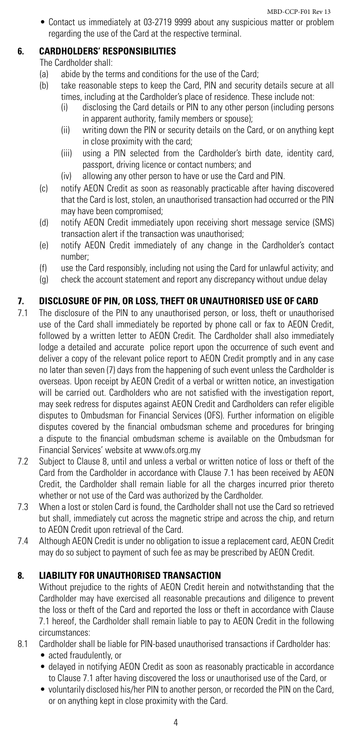- Contact us immediately at 03-2719 9999 about any suspicious matter or problem regarding the use of the Card at the respective terminal.

## 6. CARDHOLDERS' RESPONSIBILITIES

The Cardholder shall:

(a) abide by the terms and conditions for the use of the Card;

(b) take reasonable steps to keep the Card, PIN and security details secure at all times, including at the Cardholder's place of residence. These include not:

  (i) disclosing the Card details or PIN to any other person (including persons in apparent authority, family members or spouse);

  (ii) writing down the PIN or security details on the Card, or on anything kept in close proximity with the card;

  (iii) using a PIN selected from the Cardholder's birth date, identity card, passport, driving licence or contact numbers; and

  (iv) allowing any other person to have or use the Card and PIN.

(c) notify AEON Credit as soon as reasonably practicable after having discovered that the Card is lost, stolen, an unauthorised transaction had occurred or the PIN may have been compromised;

(d) notify AEON Credit immediately upon receiving short message service (SMS) transaction alert if the transaction was unauthorised;

(e) notify AEON Credit immediately of any change in the Cardholder's contact number;

(f) use the Card responsibly, including not using the Card for unlawful activity; and

(g) check the account statement and report any discrepancy without undue delay

## 7. DISCLOSURE OF PIN, OR LOSS, THEFT OR UNAUTHORISED USE OF CARD

7.1 The disclosure of the PIN to any unauthorised person, or loss, theft or unauthorised use of the Card shall immediately be reported by phone call or fax to AEON Credit, followed by a written letter to AEON Credit. The Cardholder shall also immediately lodge a detailed and accurate police report upon the occurrence of such event and deliver a copy of the relevant police report to AEON Credit promptly and in any case no later than seven (7) days from the happening of such event unless the Cardholder is overseas. Upon receipt by AEON Credit of a verbal or written notice, an investigation will be carried out. Cardholders who are not satisfied with the investigation report, may seek redress for disputes against AEON Credit and Cardholders can refer eligible disputes to Ombudsman for Financial Services (OFS). Further information on eligible disputes covered by the financial ombudsman scheme and procedures for bringing a dispute to the financial ombudsman scheme is available on the Ombudsman for Financial Services' website at www.ofs.org.my

7.2 Subject to Clause 8, until and unless a verbal or written notice of loss or theft of the Card from the Cardholder in accordance with Clause 7.1 has been received by AEON Credit, the Cardholder shall remain liable for all the charges incurred prior thereto whether or not use of the Card was authorized by the Cardholder.

7.3 When a lost or stolen Card is found, the Cardholder shall not use the Card so retrieved but shall, immediately cut across the magnetic stripe and across the chip, and return to AEON Credit upon retrieval of the Card.

7.4 Although AEON Credit is under no obligation to issue a replacement card, AEON Credit may do so subject to payment of such fee as may be prescribed by AEON Credit.

## 8. LIABILITY FOR UNAUTHORISED TRANSACTION

Without prejudice to the rights of AEON Credit herein and notwithstanding that the Cardholder may have exercised all reasonable precautions and diligence to prevent the loss or theft of the Card and reported the loss or theft in accordance with Clause 7.1 hereof, the Cardholder shall remain liable to pay to AEON Credit in the following circumstances:

8.1 Cardholder shall be liable for PIN-based unauthorised transactions if Cardholder has:

- acted fraudulently, or
- delayed in notifying AEON Credit as soon as reasonably practicable in accordance to Clause 7.1 after having discovered the loss or unauthorised use of the Card, or
- voluntarily disclosed his/her PIN to another person, or recorded the PIN on the Card, or on anything kept in close proximity with the Card.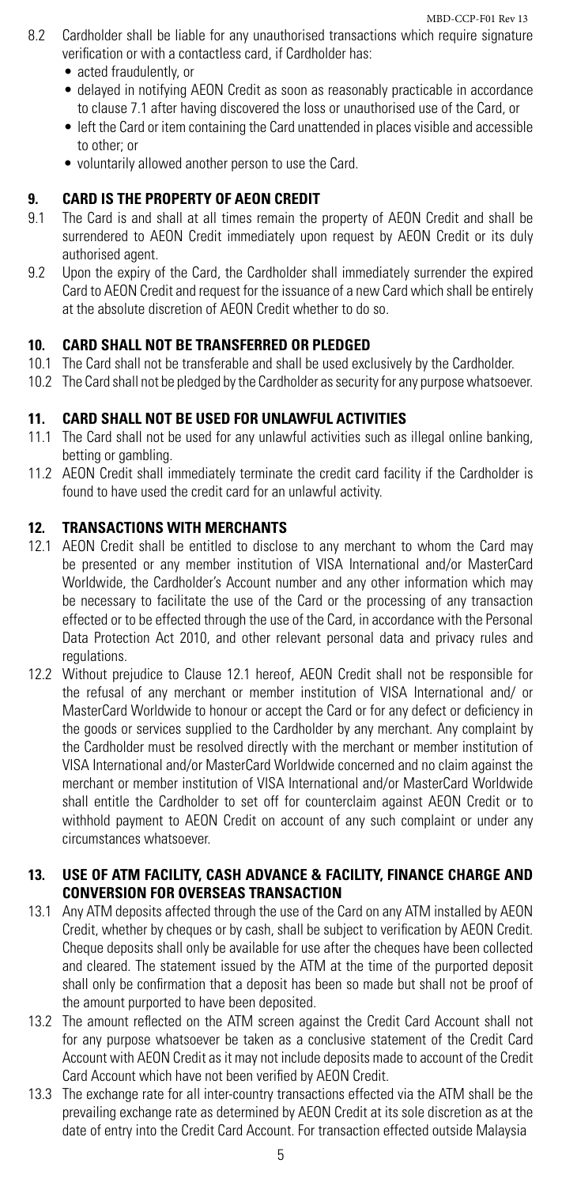8.2 Cardholder shall be liable for any unauthorised transactions which require signature verification or with a contactless card, if Cardholder has:
   - acted fraudulently, or
   - delayed in notifying AEON Credit as soon as reasonably practicable in accordance to clause 7.1 after having discovered the loss or unauthorised use of the Card, or
   - left the Card or item containing the Card unattended in places visible and accessible to other; or
   - voluntarily allowed another person to use the Card.

## 9. CARD IS THE PROPERTY OF AEON CREDIT

9.1 The Card is and shall at all times remain the property of AEON Credit and shall be surrendered to AEON Credit immediately upon request by AEON Credit or its duly authorised agent.

9.2 Upon the expiry of the Card, the Cardholder shall immediately surrender the expired Card to AEON Credit and request for the issuance of a new Card which shall be entirely at the absolute discretion of AEON Credit whether to do so.

## 10. CARD SHALL NOT BE TRANSFERRED OR PLEDGED

10.1 The Card shall not be transferable and shall be used exclusively by the Cardholder.

10.2 The Card shall not be pledged by the Cardholder as security for any purpose whatsoever.

## 11. CARD SHALL NOT BE USED FOR UNLAWFUL ACTIVITIES

11.1 The Card shall not be used for any unlawful activities such as illegal online banking, betting or gambling.

11.2 AEON Credit shall immediately terminate the credit card facility if the Cardholder is found to have used the credit card for an unlawful activity.

## 12. TRANSACTIONS WITH MERCHANTS

12.1 AEON Credit shall be entitled to disclose to any merchant to whom the Card may be presented or any member institution of VISA International and/or MasterCard Worldwide, the Cardholder's Account number and any other information which may be necessary to facilitate the use of the Card or the processing of any transaction effected or to be effected through the use of the Card, in accordance with the Personal Data Protection Act 2010, and other relevant personal data and privacy rules and regulations.

12.2 Without prejudice to Clause 12.1 hereof, AEON Credit shall not be responsible for the refusal of any merchant or member institution of VISA International and/ or MasterCard Worldwide to honour or accept the Card or for any defect or deficiency in the goods or services supplied to the Cardholder by any merchant. Any complaint by the Cardholder must be resolved directly with the merchant or member institution of VISA International and/or MasterCard Worldwide concerned and no claim against the merchant or member institution of VISA International and/or MasterCard Worldwide shall entitle the Cardholder to set off for counterclaim against AEON Credit or to withhold payment to AEON Credit on account of any such complaint or under any circumstances whatsoever.

## 13. USE OF ATM FACILITY, CASH ADVANCE & FACILITY, FINANCE CHARGE AND CONVERSION FOR OVERSEAS TRANSACTION

13.1 Any ATM deposits affected through the use of the Card on any ATM installed by AEON Credit, whether by cheques or by cash, shall be subject to verification by AEON Credit. Cheque deposits shall only be available for use after the cheques have been collected and cleared. The statement issued by the ATM at the time of the purported deposit shall only be confirmation that a deposit has been so made but shall not be proof of the amount purported to have been deposited.

13.2 The amount reflected on the ATM screen against the Credit Card Account shall not for any purpose whatsoever be taken as a conclusive statement of the Credit Card Account with AEON Credit as it may not include deposits made to account of the Credit Card Account which have not been verified by AEON Credit.

13.3 The exchange rate for all inter-country transactions effected via the ATM shall be the prevailing exchange rate as determined by AEON Credit at its sole discretion as at the date of entry into the Credit Card Account. For transaction effected outside Malaysia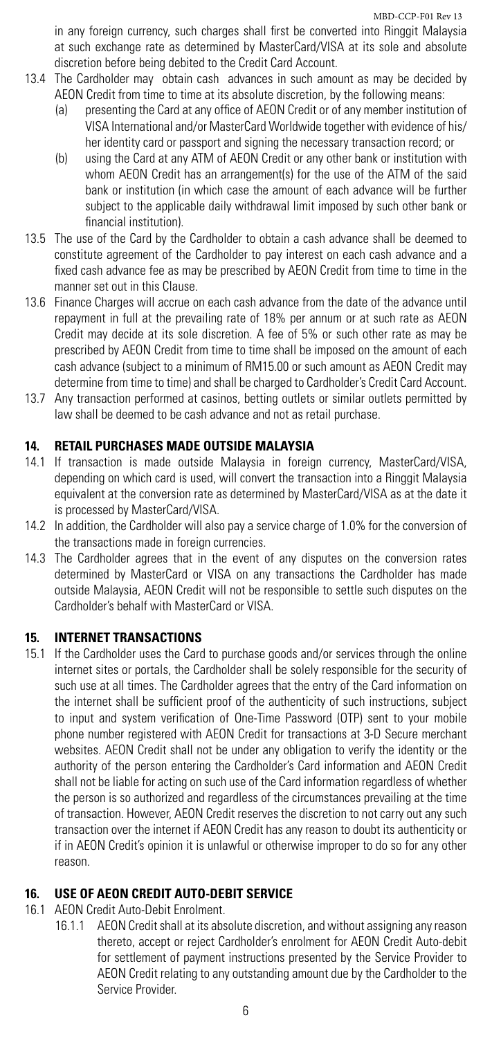in any foreign currency, such charges shall first be converted into Ringgit Malaysia at such exchange rate as determined by MasterCard/VISA at its sole and absolute discretion before being debited to the Credit Card Account.

13.4 The Cardholder may obtain cash advances in such amount as may be decided by AEON Credit from time to time at its absolute discretion, by the following means:

(a) presenting the Card at any office of AEON Credit or of any member institution of VISA International and/or MasterCard Worldwide together with evidence of his/her identity card or passport and signing the necessary transaction record; or

(b) using the Card at any ATM of AEON Credit or any other bank or institution with whom AEON Credit has an arrangement(s) for the use of the ATM of the said bank or institution (in which case the amount of each advance will be further subject to the applicable daily withdrawal limit imposed by such other bank or financial institution).

13.5 The use of the Card by the Cardholder to obtain a cash advance shall be deemed to constitute agreement of the Cardholder to pay interest on each cash advance and a fixed cash advance fee as may be prescribed by AEON Credit from time to time in the manner set out in this Clause.

13.6 Finance Charges will accrue on each cash advance from the date of the advance until repayment in full at the prevailing rate of 18% per annum or at such rate as AEON Credit may decide at its sole discretion. A fee of 5% or such other rate as may be prescribed by AEON Credit from time to time shall be imposed on the amount of each cash advance (subject to a minimum of RM15.00 or such amount as AEON Credit may determine from time to time) and shall be charged to Cardholder's Credit Card Account.

13.7 Any transaction performed at casinos, betting outlets or similar outlets permitted by law shall be deemed to be cash advance and not as retail purchase.

## 14. RETAIL PURCHASES MADE OUTSIDE MALAYSIA

14.1 If transaction is made outside Malaysia in foreign currency, MasterCard/VISA, depending on which card is used, will convert the transaction into a Ringgit Malaysia equivalent at the conversion rate as determined by MasterCard/VISA as at the date it is processed by MasterCard/VISA.

14.2 In addition, the Cardholder will also pay a service charge of 1.0% for the conversion of the transactions made in foreign currencies.

14.3 The Cardholder agrees that in the event of any disputes on the conversion rates determined by MasterCard or VISA on any transactions the Cardholder has made outside Malaysia, AEON Credit will not be responsible to settle such disputes on the Cardholder's behalf with MasterCard or VISA.

## 15. INTERNET TRANSACTIONS

15.1 If the Cardholder uses the Card to purchase goods and/or services through the online internet sites or portals, the Cardholder shall be solely responsible for the security of such use at all times. The Cardholder agrees that the entry of the Card information on the internet shall be sufficient proof of the authenticity of such instructions, subject to input and system verification of One-Time Password (OTP) sent to your mobile phone number registered with AEON Credit for transactions at 3-D Secure merchant websites. AEON Credit shall not be under any obligation to verify the identity or the authority of the person entering the Cardholder's Card information and AEON Credit shall not be liable for acting on such use of the Card information regardless of whether the person is so authorized and regardless of the circumstances prevailing at the time of transaction. However, AEON Credit reserves the discretion to not carry out any such transaction over the internet if AEON Credit has any reason to doubt its authenticity or if in AEON Credit's opinion it is unlawful or otherwise improper to do so for any other reason.

## 16. USE OF AEON CREDIT AUTO-DEBIT SERVICE

16.1 AEON Credit Auto-Debit Enrolment.

16.1.1 AEON Credit shall at its absolute discretion, and without assigning any reason thereto, accept or reject Cardholder's enrolment for AEON Credit Auto-debit for settlement of payment instructions presented by the Service Provider to AEON Credit relating to any outstanding amount due by the Cardholder to the Service Provider.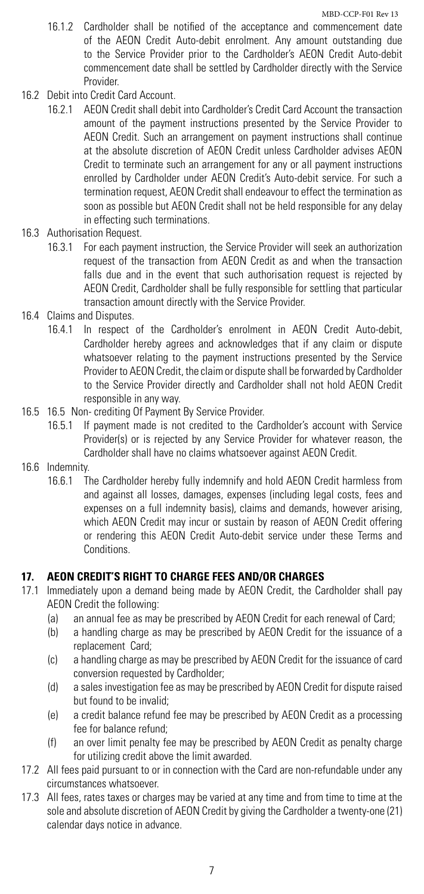16.1.2 Cardholder shall be notified of the acceptance and commencement date of the AEON Credit Auto-debit enrolment. Any amount outstanding due to the Service Provider prior to the Cardholder's AEON Credit Auto-debit commencement date shall be settled by Cardholder directly with the Service Provider.

16.2 Debit into Credit Card Account.

16.2.1 AEON Credit shall debit into Cardholder's Credit Card Account the transaction amount of the payment instructions presented by the Service Provider to AEON Credit. Such an arrangement on payment instructions shall continue at the absolute discretion of AEON Credit unless Cardholder advises AEON Credit to terminate such an arrangement for any or all payment instructions enrolled by Cardholder under AEON Credit's Auto-debit service. For such a termination request, AEON Credit shall endeavour to effect the termination as soon as possible but AEON Credit shall not be held responsible for any delay in effecting such terminations.

16.3 Authorisation Request.

16.3.1 For each payment instruction, the Service Provider will seek an authorization request of the transaction from AEON Credit as and when the transaction falls due and in the event that such authorisation request is rejected by AEON Credit, Cardholder shall be fully responsible for settling that particular transaction amount directly with the Service Provider.

16.4 Claims and Disputes.

16.4.1 In respect of the Cardholder's enrolment in AEON Credit Auto-debit, Cardholder hereby agrees and acknowledges that if any claim or dispute whatsoever relating to the payment instructions presented by the Service Provider to AEON Credit, the claim or dispute shall be forwarded by Cardholder to the Service Provider directly and Cardholder shall not hold AEON Credit responsible in any way.

16.5 16.5 Non- crediting Of Payment By Service Provider.

16.5.1 If payment made is not credited to the Cardholder's account with Service Provider(s) or is rejected by any Service Provider for whatever reason, the Cardholder shall have no claims whatsoever against AEON Credit.

16.6 Indemnity.

16.6.1 The Cardholder hereby fully indemnify and hold AEON Credit harmless from and against all losses, damages, expenses (including legal costs, fees and expenses on a full indemnity basis), claims and demands, however arising, which AEON Credit may incur or sustain by reason of AEON Credit offering or rendering this AEON Credit Auto-debit service under these Terms and Conditions.

## 17. AEON CREDIT'S RIGHT TO CHARGE FEES AND/OR CHARGES

17.1 Immediately upon a demand being made by AEON Credit, the Cardholder shall pay AEON Credit the following:

(a) an annual fee as may be prescribed by AEON Credit for each renewal of Card;

(b) a handling charge as may be prescribed by AEON Credit for the issuance of a replacement Card;

(c) a handling charge as may be prescribed by AEON Credit for the issuance of card conversion requested by Cardholder;

(d) a sales investigation fee as may be prescribed by AEON Credit for dispute raised but found to be invalid;

(e) a credit balance refund fee may be prescribed by AEON Credit as a processing fee for balance refund;

(f) an over limit penalty fee may be prescribed by AEON Credit as penalty charge for utilizing credit above the limit awarded.

17.2 All fees paid pursuant to or in connection with the Card are non-refundable under any circumstances whatsoever.

17.3 All fees, rates taxes or charges may be varied at any time and from time to time at the sole and absolute discretion of AEON Credit by giving the Cardholder a twenty-one (21) calendar days notice in advance.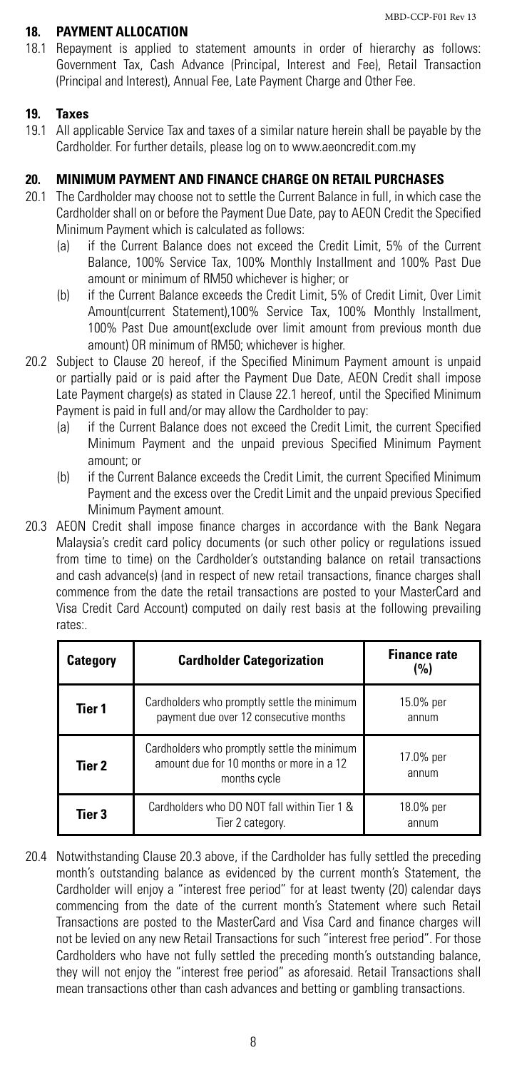## 18. PAYMENT ALLOCATION

18.1 Repayment is applied to statement amounts in order of hierarchy as follows: Government Tax, Cash Advance (Principal, Interest and Fee), Retail Transaction (Principal and Interest), Annual Fee, Late Payment Charge and Other Fee.

## 19. Taxes

19.1 All applicable Service Tax and taxes of a similar nature herein shall be payable by the Cardholder. For further details, please log on to www.aeoncredit.com.my

## 20. MINIMUM PAYMENT AND FINANCE CHARGE ON RETAIL PURCHASES

20.1 The Cardholder may choose not to settle the Current Balance in full, in which case the Cardholder shall on or before the Payment Due Date, pay to AEON Credit the Specified Minimum Payment which is calculated as follows:

- (a) if the Current Balance does not exceed the Credit Limit, 5% of the Current Balance, 100% Service Tax, 100% Monthly Installment and 100% Past Due amount or minimum of RM50 whichever is higher; or
- (b) if the Current Balance exceeds the Credit Limit, 5% of Credit Limit, Over Limit Amount(current Statement),100% Service Tax, 100% Monthly Installment, 100% Past Due amount(exclude over limit amount from previous month due amount) OR minimum of RM50; whichever is higher.

20.2 Subject to Clause 20 hereof, if the Specified Minimum Payment amount is unpaid or partially paid or is paid after the Payment Due Date, AEON Credit shall impose Late Payment charge(s) as stated in Clause 22.1 hereof, until the Specified Minimum Payment is paid in full and/or may allow the Cardholder to pay:

- (a) if the Current Balance does not exceed the Credit Limit, the current Specified Minimum Payment and the unpaid previous Specified Minimum Payment amount; or
- (b) if the Current Balance exceeds the Credit Limit, the current Specified Minimum Payment and the excess over the Credit Limit and the unpaid previous Specified Minimum Payment amount.

20.3 AEON Credit shall impose finance charges in accordance with the Bank Negara Malaysia's credit card policy documents (or such other policy or regulations issued from time to time) on the Cardholder's outstanding balance on retail transactions and cash advance(s) (and in respect of new retail transactions, finance charges shall commence from the date the retail transactions are posted to your MasterCard and Visa Credit Card Account) computed on daily rest basis at the following prevailing rates:.

| Category | Cardholder Categorization | Finance rate (%) |
|---|---|---|
| Tier 1 | Cardholders who promptly settle the minimum payment due over 12 consecutive months | 15.0% per annum |
| Tier 2 | Cardholders who promptly settle the minimum amount due for 10 months or more in a 12 months cycle | 17.0% per annum |
| Tier 3 | Cardholders who DO NOT fall within Tier 1 & Tier 2 category. | 18.0% per annum |

20.4 Notwithstanding Clause 20.3 above, if the Cardholder has fully settled the preceding month's outstanding balance as evidenced by the current month's Statement, the Cardholder will enjoy a "interest free period" for at least twenty (20) calendar days commencing from the date of the current month's Statement where such Retail Transactions are posted to the MasterCard and Visa Card and finance charges will not be levied on any new Retail Transactions for such "interest free period". For those Cardholders who have not fully settled the preceding month's outstanding balance, they will not enjoy the "interest free period" as aforesaid. Retail Transactions shall mean transactions other than cash advances and betting or gambling transactions.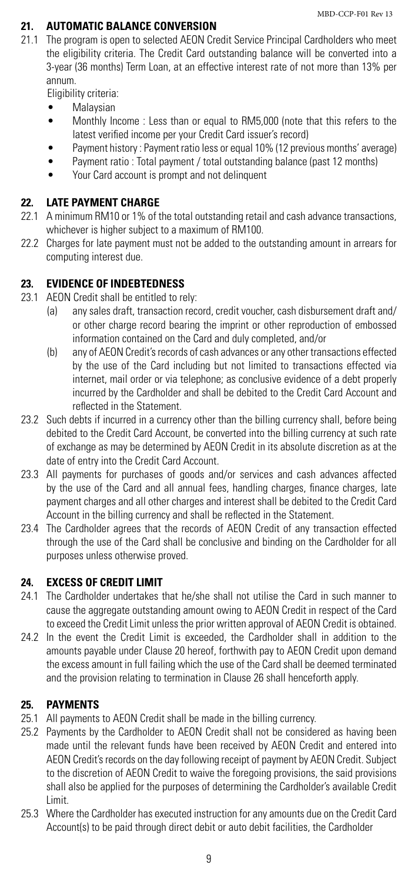## 21. AUTOMATIC BALANCE CONVERSION

21.1 The program is open to selected AEON Credit Service Principal Cardholders who meet the eligibility criteria. The Credit Card outstanding balance will be converted into a 3-year (36 months) Term Loan, at an effective interest rate of not more than 13% per annum.

Eligibility criteria:

- Malaysian
- Monthly Income : Less than or equal to RM5,000 (note that this refers to the latest verified income per your Credit Card issuer's record)
- Payment history : Payment ratio less or equal 10% (12 previous months' average)
- Payment ratio : Total payment / total outstanding balance (past 12 months)
- Your Card account is prompt and not delinquent

## 22. LATE PAYMENT CHARGE

22.1 A minimum RM10 or 1% of the total outstanding retail and cash advance transactions, whichever is higher subject to a maximum of RM100.

22.2 Charges for late payment must not be added to the outstanding amount in arrears for computing interest due.

## 23. EVIDENCE OF INDEBTEDNESS

23.1 AEON Credit shall be entitled to rely:

(a) any sales draft, transaction record, credit voucher, cash disbursement draft and/or other charge record bearing the imprint or other reproduction of embossed information contained on the Card and duly completed, and/or

(b) any of AEON Credit's records of cash advances or any other transactions effected by the use of the Card including but not limited to transactions effected via internet, mail order or via telephone; as conclusive evidence of a debt properly incurred by the Cardholder and shall be debited to the Credit Card Account and reflected in the Statement.

23.2 Such debts if incurred in a currency other than the billing currency shall, before being debited to the Credit Card Account, be converted into the billing currency at such rate of exchange as may be determined by AEON Credit in its absolute discretion as at the date of entry into the Credit Card Account.

23.3 All payments for purchases of goods and/or services and cash advances affected by the use of the Card and all annual fees, handling charges, finance charges, late payment charges and all other charges and interest shall be debited to the Credit Card Account in the billing currency and shall be reflected in the Statement.

23.4 The Cardholder agrees that the records of AEON Credit of any transaction effected through the use of the Card shall be conclusive and binding on the Cardholder for all purposes unless otherwise proved.

## 24. EXCESS OF CREDIT LIMIT

24.1 The Cardholder undertakes that he/she shall not utilise the Card in such manner to cause the aggregate outstanding amount owing to AEON Credit in respect of the Card to exceed the Credit Limit unless the prior written approval of AEON Credit is obtained.

24.2 In the event the Credit Limit is exceeded, the Cardholder shall in addition to the amounts payable under Clause 20 hereof, forthwith pay to AEON Credit upon demand the excess amount in full failing which the use of the Card shall be deemed terminated and the provision relating to termination in Clause 26 shall henceforth apply.

## 25. PAYMENTS

25.1 All payments to AEON Credit shall be made in the billing currency.

25.2 Payments by the Cardholder to AEON Credit shall not be considered as having been made until the relevant funds have been received by AEON Credit and entered into AEON Credit's records on the day following receipt of payment by AEON Credit. Subject to the discretion of AEON Credit to waive the foregoing provisions, the said provisions shall also be applied for the purposes of determining the Cardholder's available Credit Limit.

25.3 Where the Cardholder has executed instruction for any amounts due on the Credit Card Account(s) to be paid through direct debit or auto debit facilities, the Cardholder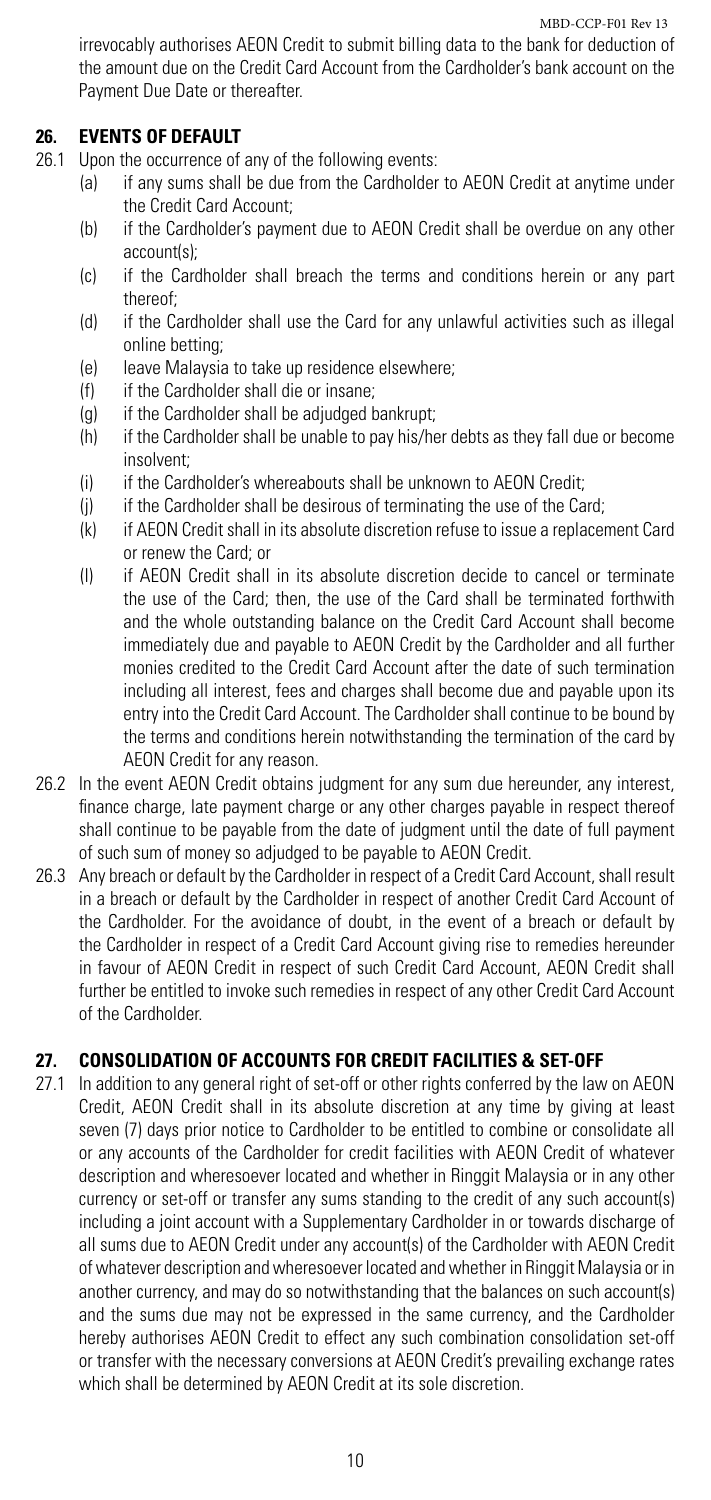irrevocably authorises AEON Credit to submit billing data to the bank for deduction of the amount due on the Credit Card Account from the Cardholder's bank account on the Payment Due Date or thereafter.

## 26. EVENTS OF DEFAULT

26.1 Upon the occurrence of any of the following events:

(a) if any sums shall be due from the Cardholder to AEON Credit at anytime under the Credit Card Account;

(b) if the Cardholder's payment due to AEON Credit shall be overdue on any other account(s);

(c) if the Cardholder shall breach the terms and conditions herein or any part thereof;

(d) if the Cardholder shall use the Card for any unlawful activities such as illegal online betting;

(e) leave Malaysia to take up residence elsewhere;

(f) if the Cardholder shall die or insane;

(g) if the Cardholder shall be adjudged bankrupt;

(h) if the Cardholder shall be unable to pay his/her debts as they fall due or become insolvent;

(i) if the Cardholder's whereabouts shall be unknown to AEON Credit;

(j) if the Cardholder shall be desirous of terminating the use of the Card;

(k) if AEON Credit shall in its absolute discretion refuse to issue a replacement Card or renew the Card; or

(l) if AEON Credit shall in its absolute discretion decide to cancel or terminate the use of the Card; then, the use of the Card shall be terminated forthwith and the whole outstanding balance on the Credit Card Account shall become immediately due and payable to AEON Credit by the Cardholder and all further monies credited to the Credit Card Account after the date of such termination including all interest, fees and charges shall become due and payable upon its entry into the Credit Card Account. The Cardholder shall continue to be bound by the terms and conditions herein notwithstanding the termination of the card by AEON Credit for any reason.

26.2 In the event AEON Credit obtains judgment for any sum due hereunder, any interest, finance charge, late payment charge or any other charges payable in respect thereof shall continue to be payable from the date of judgment until the date of full payment of such sum of money so adjudged to be payable to AEON Credit.

26.3 Any breach or default by the Cardholder in respect of a Credit Card Account, shall result in a breach or default by the Cardholder in respect of another Credit Card Account of the Cardholder. For the avoidance of doubt, in the event of a breach or default by the Cardholder in respect of a Credit Card Account giving rise to remedies hereunder in favour of AEON Credit in respect of such Credit Card Account, AEON Credit shall further be entitled to invoke such remedies in respect of any other Credit Card Account of the Cardholder.

## 27. CONSOLIDATION OF ACCOUNTS FOR CREDIT FACILITIES & SET-OFF

27.1 In addition to any general right of set-off or other rights conferred by the law on AEON Credit, AEON Credit shall in its absolute discretion at any time by giving at least seven (7) days prior notice to Cardholder to be entitled to combine or consolidate all or any accounts of the Cardholder for credit facilities with AEON Credit of whatever description and wheresoever located and whether in Ringgit Malaysia or in any other currency or set-off or transfer any sums standing to the credit of any such account(s) including a joint account with a Supplementary Cardholder in or towards discharge of all sums due to AEON Credit under any account(s) of the Cardholder with AEON Credit of whatever description and wheresoever located and whether in Ringgit Malaysia or in another currency, and may do so notwithstanding that the balances on such account(s) and the sums due may not be expressed in the same currency, and the Cardholder hereby authorises AEON Credit to effect any such combination consolidation set-off or transfer with the necessary conversions at AEON Credit's prevailing exchange rates which shall be determined by AEON Credit at its sole discretion.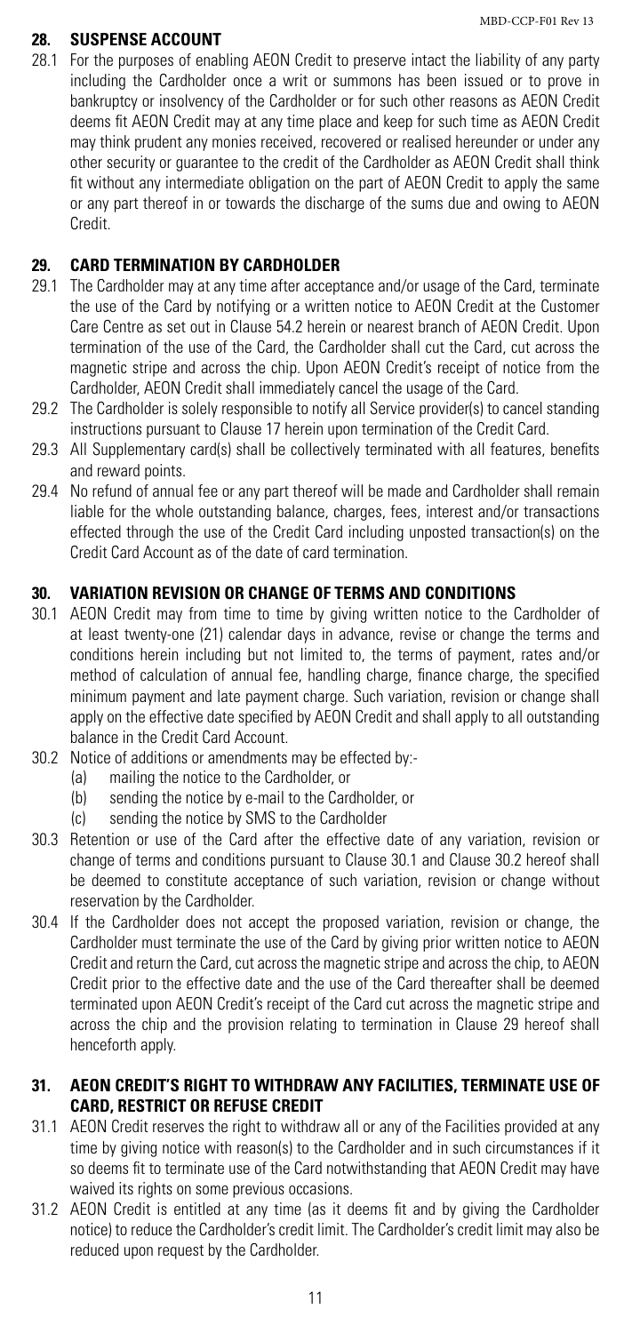## 28. SUSPENSE ACCOUNT

28.1 For the purposes of enabling AEON Credit to preserve intact the liability of any party including the Cardholder once a writ or summons has been issued or to prove in bankruptcy or insolvency of the Cardholder or for such other reasons as AEON Credit deems fit AEON Credit may at any time place and keep for such time as AEON Credit may think prudent any monies received, recovered or realised hereunder or under any other security or guarantee to the credit of the Cardholder as AEON Credit shall think fit without any intermediate obligation on the part of AEON Credit to apply the same or any part thereof in or towards the discharge of the sums due and owing to AEON Credit.

## 29. CARD TERMINATION BY CARDHOLDER

29.1 The Cardholder may at any time after acceptance and/or usage of the Card, terminate the use of the Card by notifying or a written notice to AEON Credit at the Customer Care Centre as set out in Clause 54.2 herein or nearest branch of AEON Credit. Upon termination of the use of the Card, the Cardholder shall cut the Card, cut across the magnetic stripe and across the chip. Upon AEON Credit's receipt of notice from the Cardholder, AEON Credit shall immediately cancel the usage of the Card.

29.2 The Cardholder is solely responsible to notify all Service provider(s) to cancel standing instructions pursuant to Clause 17 herein upon termination of the Credit Card.

29.3 All Supplementary card(s) shall be collectively terminated with all features, benefits and reward points.

29.4 No refund of annual fee or any part thereof will be made and Cardholder shall remain liable for the whole outstanding balance, charges, fees, interest and/or transactions effected through the use of the Credit Card including unposted transaction(s) on the Credit Card Account as of the date of card termination.

## 30. VARIATION REVISION OR CHANGE OF TERMS AND CONDITIONS

30.1 AEON Credit may from time to time by giving written notice to the Cardholder of at least twenty-one (21) calendar days in advance, revise or change the terms and conditions herein including but not limited to, the terms of payment, rates and/or method of calculation of annual fee, handling charge, finance charge, the specified minimum payment and late payment charge. Such variation, revision or change shall apply on the effective date specified by AEON Credit and shall apply to all outstanding balance in the Credit Card Account.

30.2 Notice of additions or amendments may be effected by:-

(a) mailing the notice to the Cardholder, or

(b) sending the notice by e-mail to the Cardholder, or

(c) sending the notice by SMS to the Cardholder

30.3 Retention or use of the Card after the effective date of any variation, revision or change of terms and conditions pursuant to Clause 30.1 and Clause 30.2 hereof shall be deemed to constitute acceptance of such variation, revision or change without reservation by the Cardholder.

30.4 If the Cardholder does not accept the proposed variation, revision or change, the Cardholder must terminate the use of the Card by giving prior written notice to AEON Credit and return the Card, cut across the magnetic stripe and across the chip, to AEON Credit prior to the effective date and the use of the Card thereafter shall be deemed terminated upon AEON Credit's receipt of the Card cut across the magnetic stripe and across the chip and the provision relating to termination in Clause 29 hereof shall henceforth apply.

## 31. AEON CREDIT'S RIGHT TO WITHDRAW ANY FACILITIES, TERMINATE USE OF CARD, RESTRICT OR REFUSE CREDIT

31.1 AEON Credit reserves the right to withdraw all or any of the Facilities provided at any time by giving notice with reason(s) to the Cardholder and in such circumstances if it so deems fit to terminate use of the Card notwithstanding that AEON Credit may have waived its rights on some previous occasions.

31.2 AEON Credit is entitled at any time (as it deems fit and by giving the Cardholder notice) to reduce the Cardholder's credit limit. The Cardholder's credit limit may also be reduced upon request by the Cardholder.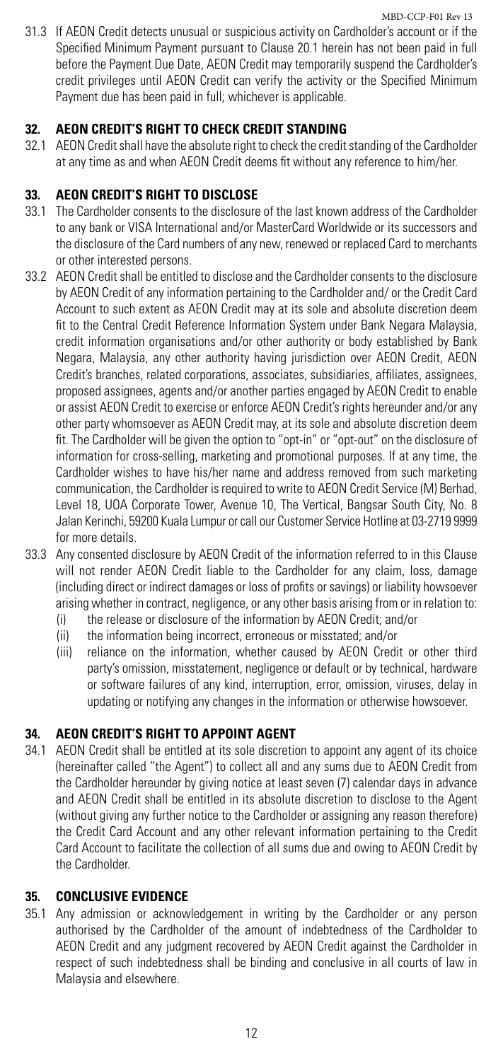31.3 If AEON Credit detects unusual or suspicious activity on Cardholder's account or if the Specified Minimum Payment pursuant to Clause 20.1 herein has not been paid in full before the Payment Due Date, AEON Credit may temporarily suspend the Cardholder's credit privileges until AEON Credit can verify the activity or the Specified Minimum Payment due has been paid in full; whichever is applicable.

## 32. AEON CREDIT'S RIGHT TO CHECK CREDIT STANDING

32.1 AEON Credit shall have the absolute right to check the credit standing of the Cardholder at any time as and when AEON Credit deems fit without any reference to him/her.

## 33. AEON CREDIT'S RIGHT TO DISCLOSE

33.1 The Cardholder consents to the disclosure of the last known address of the Cardholder to any bank or VISA International and/or MasterCard Worldwide or its successors and the disclosure of the Card numbers of any new, renewed or replaced Card to merchants or other interested persons.

33.2 AEON Credit shall be entitled to disclose and the Cardholder consents to the disclosure by AEON Credit of any information pertaining to the Cardholder and/ or the Credit Card Account to such extent as AEON Credit may at its sole and absolute discretion deem fit to the Central Credit Reference Information System under Bank Negara Malaysia, credit information organisations and/or other authority or body established by Bank Negara, Malaysia, any other authority having jurisdiction over AEON Credit, AEON Credit's branches, related corporations, associates, subsidiaries, affiliates, assignees, proposed assignees, agents and/or another parties engaged by AEON Credit to enable or assist AEON Credit to exercise or enforce AEON Credit's rights hereunder and/or any other party whomsoever as AEON Credit may, at its sole and absolute discretion deem fit. The Cardholder will be given the option to "opt-in" or "opt-out" on the disclosure of information for cross-selling, marketing and promotional purposes. If at any time, the Cardholder wishes to have his/her name and address removed from such marketing communication, the Cardholder is required to write to AEON Credit Service (M) Berhad, Level 18, UOA Corporate Tower, Avenue 10, The Vertical, Bangsar South City, No. 8 Jalan Kerinchi, 59200 Kuala Lumpur or call our Customer Service Hotline at 03-2719 9999 for more details.

33.3 Any consented disclosure by AEON Credit of the information referred to in this Clause will not render AEON Credit liable to the Cardholder for any claim, loss, damage (including direct or indirect damages or loss of profits or savings) or liability howsoever arising whether in contract, negligence, or any other basis arising from or in relation to:

- (i) the release or disclosure of the information by AEON Credit; and/or
- (ii) the information being incorrect, erroneous or misstated; and/or
- (iii) reliance on the information, whether caused by AEON Credit or other third party's omission, misstatement, negligence or default or by technical, hardware or software failures of any kind, interruption, error, omission, viruses, delay in updating or notifying any changes in the information or otherwise howsoever.

## 34. AEON CREDIT'S RIGHT TO APPOINT AGENT

34.1 AEON Credit shall be entitled at its sole discretion to appoint any agent of its choice (hereinafter called "the Agent") to collect all and any sums due to AEON Credit from the Cardholder hereunder by giving notice at least seven (7) calendar days in advance and AEON Credit shall be entitled in its absolute discretion to disclose to the Agent (without giving any further notice to the Cardholder or assigning any reason therefore) the Credit Card Account and any other relevant information pertaining to the Credit Card Account to facilitate the collection of all sums due and owing to AEON Credit by the Cardholder.

## 35. CONCLUSIVE EVIDENCE

35.1 Any admission or acknowledgement in writing by the Cardholder or any person authorised by the Cardholder of the amount of indebtedness of the Cardholder to AEON Credit and any judgment recovered by AEON Credit against the Cardholder in respect of such indebtedness shall be binding and conclusive in all courts of law in Malaysia and elsewhere.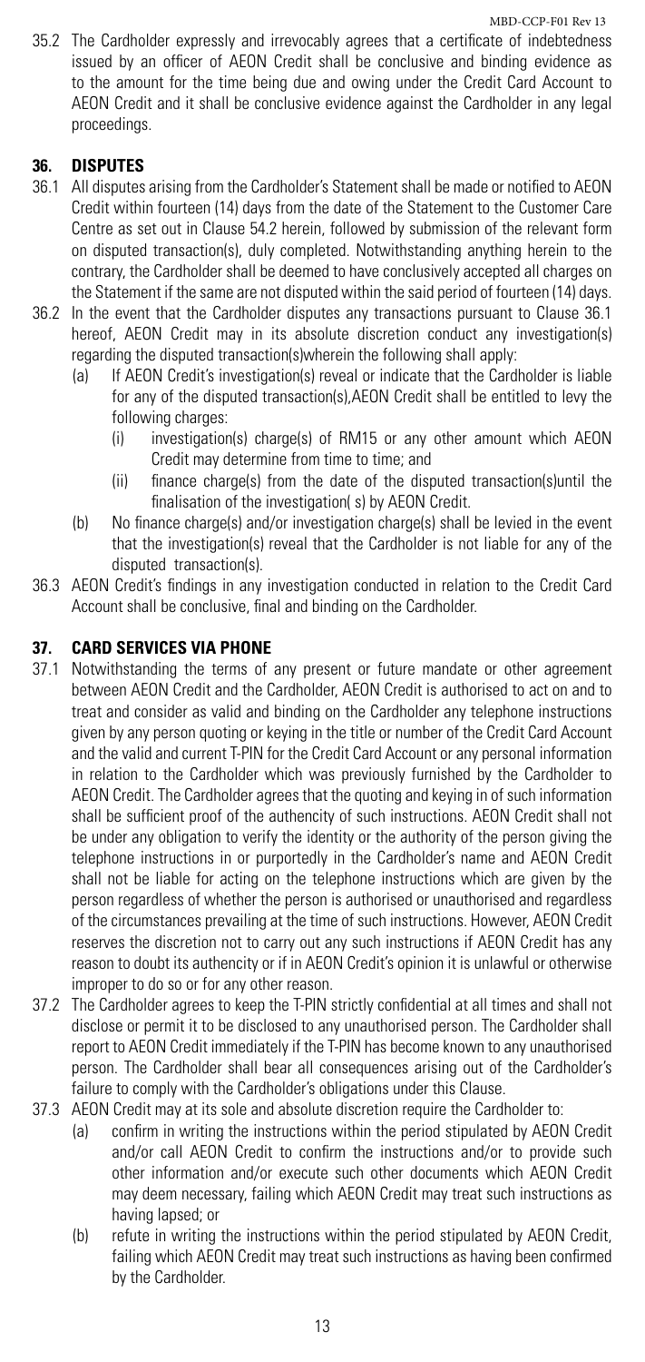35.2 The Cardholder expressly and irrevocably agrees that a certificate of indebtedness issued by an officer of AEON Credit shall be conclusive and binding evidence as to the amount for the time being due and owing under the Credit Card Account to AEON Credit and it shall be conclusive evidence against the Cardholder in any legal proceedings.

## 36. DISPUTES

36.1 All disputes arising from the Cardholder's Statement shall be made or notified to AEON Credit within fourteen (14) days from the date of the Statement to the Customer Care Centre as set out in Clause 54.2 herein, followed by submission of the relevant form on disputed transaction(s), duly completed. Notwithstanding anything herein to the contrary, the Cardholder shall be deemed to have conclusively accepted all charges on the Statement if the same are not disputed within the said period of fourteen (14) days.

36.2 In the event that the Cardholder disputes any transactions pursuant to Clause 36.1 hereof, AEON Credit may in its absolute discretion conduct any investigation(s) regarding the disputed transaction(s)wherein the following shall apply:

(a) If AEON Credit's investigation(s) reveal or indicate that the Cardholder is liable for any of the disputed transaction(s),AEON Credit shall be entitled to levy the following charges:

(i) investigation(s) charge(s) of RM15 or any other amount which AEON Credit may determine from time to time; and

(ii) finance charge(s) from the date of the disputed transaction(s)until the finalisation of the investigation( s) by AEON Credit.

(b) No finance charge(s) and/or investigation charge(s) shall be levied in the event that the investigation(s) reveal that the Cardholder is not liable for any of the disputed transaction(s).

36.3 AEON Credit's findings in any investigation conducted in relation to the Credit Card Account shall be conclusive, final and binding on the Cardholder.

## 37. CARD SERVICES VIA PHONE

37.1 Notwithstanding the terms of any present or future mandate or other agreement between AEON Credit and the Cardholder, AEON Credit is authorised to act on and to treat and consider as valid and binding on the Cardholder any telephone instructions given by any person quoting or keying in the title or number of the Credit Card Account and the valid and current T-PIN for the Credit Card Account or any personal information in relation to the Cardholder which was previously furnished by the Cardholder to AEON Credit. The Cardholder agrees that the quoting and keying in of such information shall be sufficient proof of the authencity of such instructions. AEON Credit shall not be under any obligation to verify the identity or the authority of the person giving the telephone instructions in or purportedly in the Cardholder's name and AEON Credit shall not be liable for acting on the telephone instructions which are given by the person regardless of whether the person is authorised or unauthorised and regardless of the circumstances prevailing at the time of such instructions. However, AEON Credit reserves the discretion not to carry out any such instructions if AEON Credit has any reason to doubt its authencity or if in AEON Credit's opinion it is unlawful or otherwise improper to do so or for any other reason.

37.2 The Cardholder agrees to keep the T-PIN strictly confidential at all times and shall not disclose or permit it to be disclosed to any unauthorised person. The Cardholder shall report to AEON Credit immediately if the T-PIN has become known to any unauthorised person. The Cardholder shall bear all consequences arising out of the Cardholder's failure to comply with the Cardholder's obligations under this Clause.

37.3 AEON Credit may at its sole and absolute discretion require the Cardholder to:

(a) confirm in writing the instructions within the period stipulated by AEON Credit and/or call AEON Credit to confirm the instructions and/or to provide such other information and/or execute such other documents which AEON Credit may deem necessary, failing which AEON Credit may treat such instructions as having lapsed; or

(b) refute in writing the instructions within the period stipulated by AEON Credit, failing which AEON Credit may treat such instructions as having been confirmed by the Cardholder.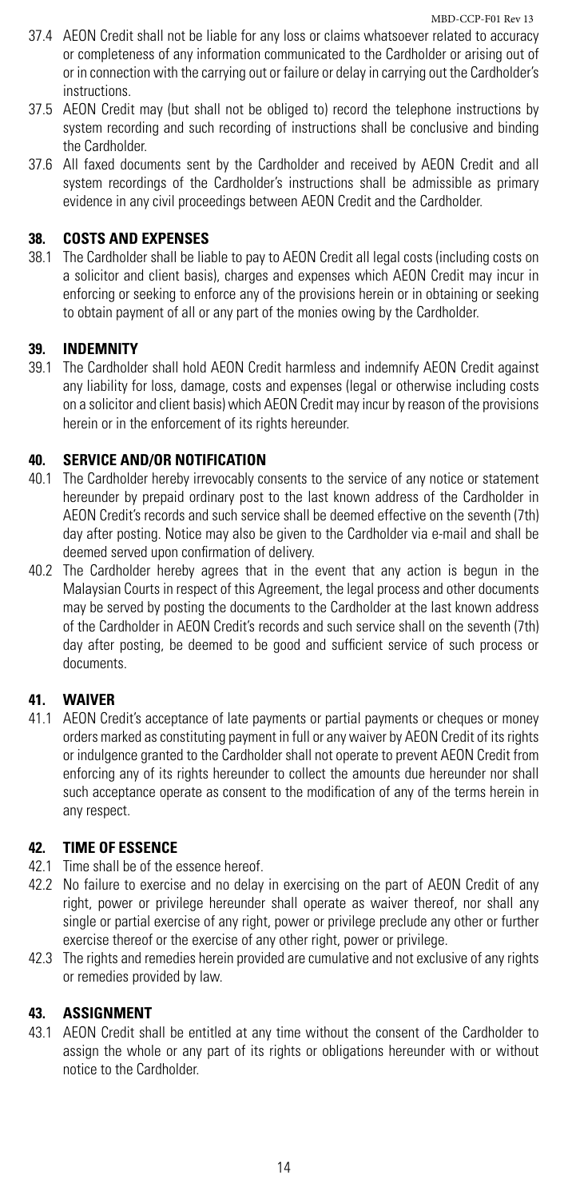37.4 AEON Credit shall not be liable for any loss or claims whatsoever related to accuracy or completeness of any information communicated to the Cardholder or arising out of or in connection with the carrying out or failure or delay in carrying out the Cardholder's instructions.

37.5 AEON Credit may (but shall not be obliged to) record the telephone instructions by system recording and such recording of instructions shall be conclusive and binding the Cardholder.

37.6 All faxed documents sent by the Cardholder and received by AEON Credit and all system recordings of the Cardholder's instructions shall be admissible as primary evidence in any civil proceedings between AEON Credit and the Cardholder.

## 38. COSTS AND EXPENSES

38.1 The Cardholder shall be liable to pay to AEON Credit all legal costs (including costs on a solicitor and client basis), charges and expenses which AEON Credit may incur in enforcing or seeking to enforce any of the provisions herein or in obtaining or seeking to obtain payment of all or any part of the monies owing by the Cardholder.

## 39. INDEMNITY

39.1 The Cardholder shall hold AEON Credit harmless and indemnify AEON Credit against any liability for loss, damage, costs and expenses (legal or otherwise including costs on a solicitor and client basis) which AEON Credit may incur by reason of the provisions herein or in the enforcement of its rights hereunder.

## 40. SERVICE AND/OR NOTIFICATION

40.1 The Cardholder hereby irrevocably consents to the service of any notice or statement hereunder by prepaid ordinary post to the last known address of the Cardholder in AEON Credit's records and such service shall be deemed effective on the seventh (7th) day after posting. Notice may also be given to the Cardholder via e-mail and shall be deemed served upon confirmation of delivery.

40.2 The Cardholder hereby agrees that in the event that any action is begun in the Malaysian Courts in respect of this Agreement, the legal process and other documents may be served by posting the documents to the Cardholder at the last known address of the Cardholder in AEON Credit's records and such service shall on the seventh (7th) day after posting, be deemed to be good and sufficient service of such process or documents.

## 41. WAIVER

41.1 AEON Credit's acceptance of late payments or partial payments or cheques or money orders marked as constituting payment in full or any waiver by AEON Credit of its rights or indulgence granted to the Cardholder shall not operate to prevent AEON Credit from enforcing any of its rights hereunder to collect the amounts due hereunder nor shall such acceptance operate as consent to the modification of any of the terms herein in any respect.

## 42. TIME OF ESSENCE

42.1 Time shall be of the essence hereof.

42.2 No failure to exercise and no delay in exercising on the part of AEON Credit of any right, power or privilege hereunder shall operate as waiver thereof, nor shall any single or partial exercise of any right, power or privilege preclude any other or further exercise thereof or the exercise of any other right, power or privilege.

42.3 The rights and remedies herein provided are cumulative and not exclusive of any rights or remedies provided by law.

## 43. ASSIGNMENT

43.1 AEON Credit shall be entitled at any time without the consent of the Cardholder to assign the whole or any part of its rights or obligations hereunder with or without notice to the Cardholder.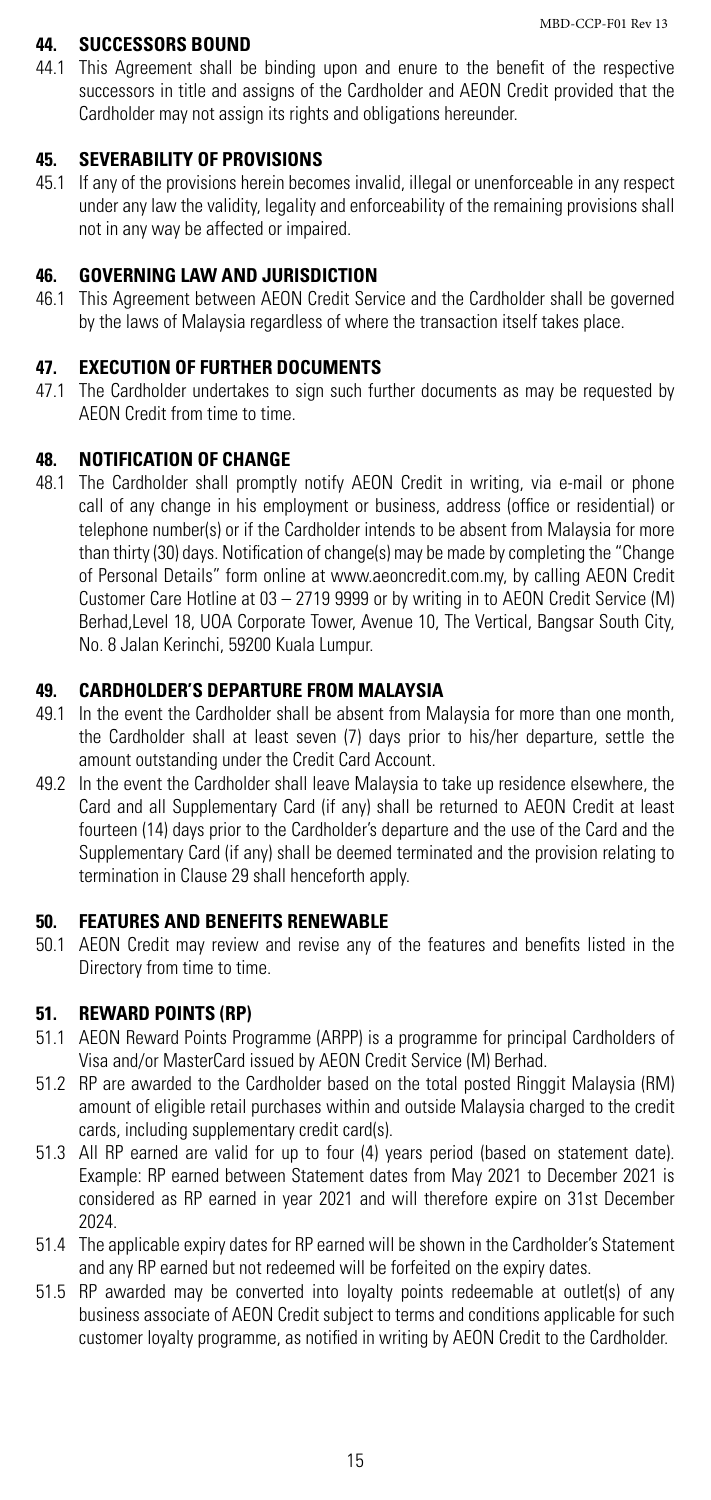## 44. SUCCESSORS BOUND

44.1 This Agreement shall be binding upon and enure to the benefit of the respective successors in title and assigns of the Cardholder and AEON Credit provided that the Cardholder may not assign its rights and obligations hereunder.

## 45. SEVERABILITY OF PROVISIONS

45.1 If any of the provisions herein becomes invalid, illegal or unenforceable in any respect under any law the validity, legality and enforceability of the remaining provisions shall not in any way be affected or impaired.

## 46. GOVERNING LAW AND JURISDICTION

46.1 This Agreement between AEON Credit Service and the Cardholder shall be governed by the laws of Malaysia regardless of where the transaction itself takes place.

## 47. EXECUTION OF FURTHER DOCUMENTS

47.1 The Cardholder undertakes to sign such further documents as may be requested by AEON Credit from time to time.

## 48. NOTIFICATION OF CHANGE

48.1 The Cardholder shall promptly notify AEON Credit in writing, via e-mail or phone call of any change in his employment or business, address (office or residential) or telephone number(s) or if the Cardholder intends to be absent from Malaysia for more than thirty (30) days. Notification of change(s) may be made by completing the "Change of Personal Details" form online at www.aeoncredit.com.my, by calling AEON Credit Customer Care Hotline at 03 – 2719 9999 or by writing in to AEON Credit Service (M) Berhad,Level 18, UOA Corporate Tower, Avenue 10, The Vertical, Bangsar South City, No. 8 Jalan Kerinchi, 59200 Kuala Lumpur.

## 49. CARDHOLDER'S DEPARTURE FROM MALAYSIA

49.1 In the event the Cardholder shall be absent from Malaysia for more than one month, the Cardholder shall at least seven (7) days prior to his/her departure, settle the amount outstanding under the Credit Card Account.

49.2 In the event the Cardholder shall leave Malaysia to take up residence elsewhere, the Card and all Supplementary Card (if any) shall be returned to AEON Credit at least fourteen (14) days prior to the Cardholder's departure and the use of the Card and the Supplementary Card (if any) shall be deemed terminated and the provision relating to termination in Clause 29 shall henceforth apply.

## 50. FEATURES AND BENEFITS RENEWABLE

50.1 AEON Credit may review and revise any of the features and benefits listed in the Directory from time to time.

## 51. REWARD POINTS (RP)

51.1 AEON Reward Points Programme (ARPP) is a programme for principal Cardholders of Visa and/or MasterCard issued by AEON Credit Service (M) Berhad.

51.2 RP are awarded to the Cardholder based on the total posted Ringgit Malaysia (RM) amount of eligible retail purchases within and outside Malaysia charged to the credit cards, including supplementary credit card(s).

51.3 All RP earned are valid for up to four (4) years period (based on statement date). Example: RP earned between Statement dates from May 2021 to December 2021 is considered as RP earned in year 2021 and will therefore expire on 31st December 2024.

51.4 The applicable expiry dates for RP earned will be shown in the Cardholder's Statement and any RP earned but not redeemed will be forfeited on the expiry dates.

51.5 RP awarded may be converted into loyalty points redeemable at outlet(s) of any business associate of AEON Credit subject to terms and conditions applicable for such customer loyalty programme, as notified in writing by AEON Credit to the Cardholder.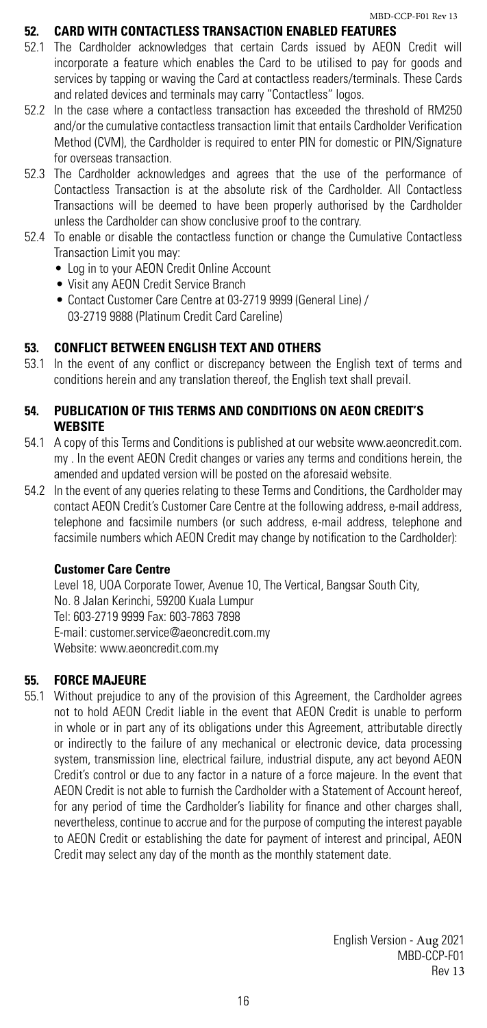## 52. CARD WITH CONTACTLESS TRANSACTION ENABLED FEATURES

52.1 The Cardholder acknowledges that certain Cards issued by AEON Credit will incorporate a feature which enables the Card to be utilised to pay for goods and services by tapping or waving the Card at contactless readers/terminals. These Cards and related devices and terminals may carry "Contactless" logos.

52.2 In the case where a contactless transaction has exceeded the threshold of RM250 and/or the cumulative contactless transaction limit that entails Cardholder Verification Method (CVM), the Cardholder is required to enter PIN for domestic or PIN/Signature for overseas transaction.

52.3 The Cardholder acknowledges and agrees that the use of the performance of Contactless Transaction is at the absolute risk of the Cardholder. All Contactless Transactions will be deemed to have been properly authorised by the Cardholder unless the Cardholder can show conclusive proof to the contrary.

52.4 To enable or disable the contactless function or change the Cumulative Contactless Transaction Limit you may:

- Log in to your AEON Credit Online Account
- Visit any AEON Credit Service Branch
- Contact Customer Care Centre at 03-2719 9999 (General Line) / 03-2719 9888 (Platinum Credit Card Careline)

## 53. CONFLICT BETWEEN ENGLISH TEXT AND OTHERS

53.1 In the event of any conflict or discrepancy between the English text of terms and conditions herein and any translation thereof, the English text shall prevail.

## 54. PUBLICATION OF THIS TERMS AND CONDITIONS ON AEON CREDIT'S WEBSITE

54.1 A copy of this Terms and Conditions is published at our website www.aeoncredit.com.my . In the event AEON Credit changes or varies any terms and conditions herein, the amended and updated version will be posted on the aforesaid website.

54.2 In the event of any queries relating to these Terms and Conditions, the Cardholder may contact AEON Credit's Customer Care Centre at the following address, e-mail address, telephone and facsimile numbers (or such address, e-mail address, telephone and facsimile numbers which AEON Credit may change by notification to the Cardholder):

**Customer Care Centre**

Level 18, UOA Corporate Tower, Avenue 10, The Vertical, Bangsar South City,
No. 8 Jalan Kerinchi, 59200 Kuala Lumpur
Tel: 603-2719 9999 Fax: 603-7863 7898
E-mail: customer.service@aeoncredit.com.my
Website: www.aeoncredit.com.my

## 55. FORCE MAJEURE

55.1 Without prejudice to any of the provision of this Agreement, the Cardholder agrees not to hold AEON Credit liable in the event that AEON Credit is unable to perform in whole or in part any of its obligations under this Agreement, attributable directly or indirectly to the failure of any mechanical or electronic device, data processing system, transmission line, electrical failure, industrial dispute, any act beyond AEON Credit's control or due to any factor in a nature of a force majeure. In the event that AEON Credit is not able to furnish the Cardholder with a Statement of Account hereof, for any period of time the Cardholder's liability for finance and other charges shall, nevertheless, continue to accrue and for the purpose of computing the interest payable to AEON Credit or establishing the date for payment of interest and principal, AEON Credit may select any day of the month as the monthly statement date.

English Version - Aug 2021
MBD-CCP-F01
Rev 13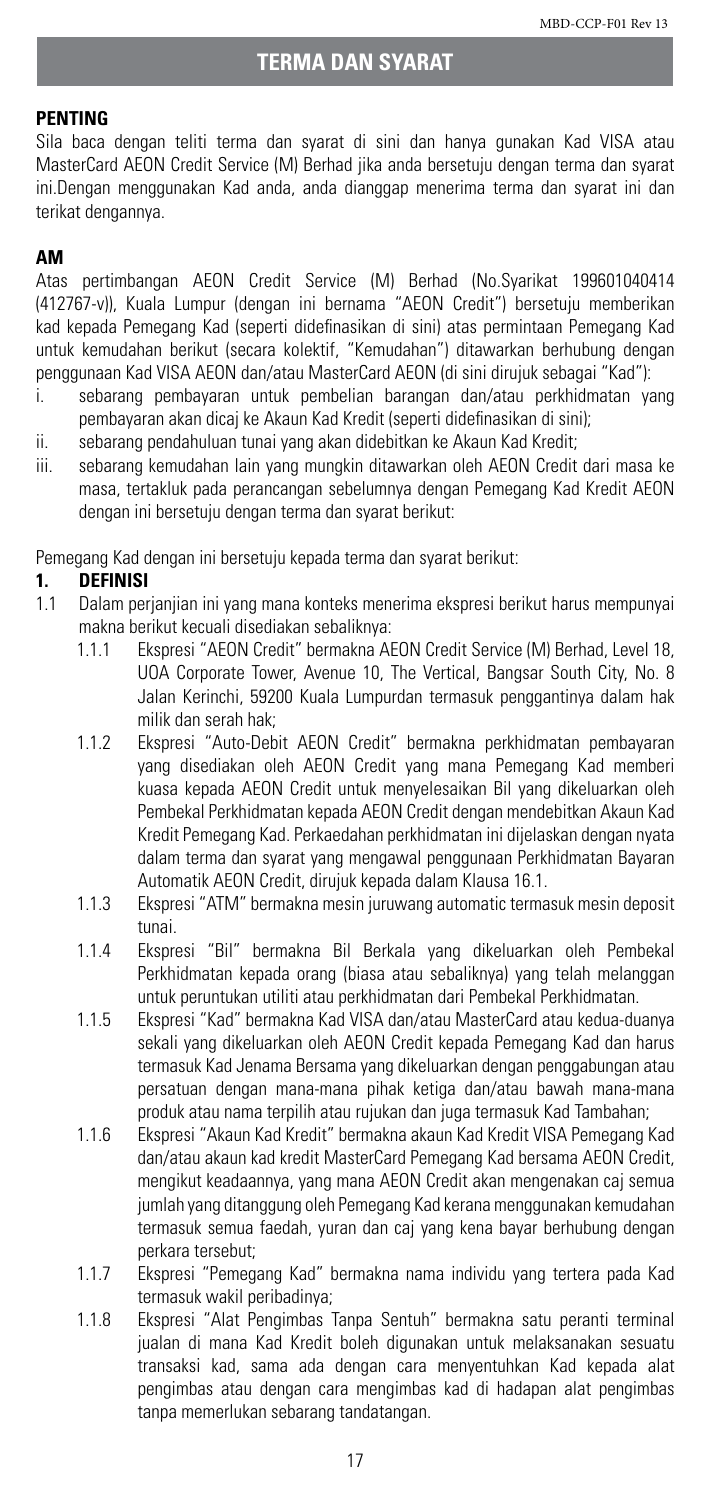# TERMA DAN SYARAT

## PENTING

Sila baca dengan teliti terma dan syarat di sini dan hanya gunakan Kad VISA atau MasterCard AEON Credit Service (M) Berhad jika anda bersetuju dengan terma dan syarat ini.Dengan menggunakan Kad anda, anda dianggap menerima terma dan syarat ini dan terikat dengannya.

## AM

Atas pertimbangan AEON Credit Service (M) Berhad (No.Syarikat 199601040414 (412767-v)), Kuala Lumpur (dengan ini bernama "AEON Credit") bersetuju memberikan kad kepada Pemegang Kad (seperti didefinasikan di sini) atas permintaan Pemegang Kad untuk kemudahan berikut (secara kolektif, "Kemudahan") ditawarkan berhubung dengan penggunaan Kad VISA AEON dan/atau MasterCard AEON (di sini dirujuk sebagai "Kad"):

i. sebarang pembayaran untuk pembelian barangan dan/atau perkhidmatan yang pembayaran akan dicaj ke Akaun Kad Kredit (seperti didefinasikan di sini);
ii. sebarang pendahuluan tunai yang akan didebitkan ke Akaun Kad Kredit;
iii. sebarang kemudahan lain yang mungkin ditawarkan oleh AEON Credit dari masa ke masa, tertakluk pada perancangan sebelumnya dengan Pemegang Kad Kredit AEON dengan ini bersetuju dengan terma dan syarat berikut:

Pemegang Kad dengan ini bersetuju kepada terma dan syarat berikut:

### 1. DEFINISI

1.1 Dalam perjanjian ini yang mana konteks menerima ekspresi berikut harus mempunyai makna berikut kecuali disediakan sebaliknya:

1.1.1 Ekspresi "AEON Credit" bermakna AEON Credit Service (M) Berhad, Level 18, UOA Corporate Tower, Avenue 10, The Vertical, Bangsar South City, No. 8 Jalan Kerinchi, 59200 Kuala Lumpurdan termasuk penggantinya dalam hak milik dan serah hak;

1.1.2 Ekspresi "Auto-Debit AEON Credit" bermakna perkhidmatan pembayaran yang disediakan oleh AEON Credit yang mana Pemegang Kad memberi kuasa kepada AEON Credit untuk menyelesaikan Bil yang dikeluarkan oleh Pembekal Perkhidmatan kepada AEON Credit dengan mendebitkan Akaun Kad Kredit Pemegang Kad. Perkaedahan perkhidmatan ini dijelaskan dengan nyata dalam terma dan syarat yang mengawal penggunaan Perkhidmatan Bayaran Automatik AEON Credit, dirujuk kepada dalam Klausa 16.1.

1.1.3 Ekspresi "ATM" bermakna mesin juruwang automatic termasuk mesin deposit tunai.

1.1.4 Ekspresi "Bil" bermakna Bil Berkala yang dikeluarkan oleh Pembekal Perkhidmatan kepada orang (biasa atau sebaliknya) yang telah melanggan untuk peruntukan utiliti atau perkhidmatan dari Pembekal Perkhidmatan.

1.1.5 Ekspresi "Kad" bermakna Kad VISA dan/atau MasterCard atau kedua-duanya sekali yang dikeluarkan oleh AEON Credit kepada Pemegang Kad dan harus termasuk Kad Jenama Bersama yang dikeluarkan dengan penggabungan atau persatuan dengan mana-mana pihak ketiga dan/atau bawah mana-mana produk atau nama terpilih atau rujukan dan juga termasuk Kad Tambahan;

1.1.6 Ekspresi "Akaun Kad Kredit" bermakna akaun Kad Kredit VISA Pemegang Kad dan/atau akaun kad kredit MasterCard Pemegang Kad bersama AEON Credit, mengikut keadaannya, yang mana AEON Credit akan mengenakan caj semua jumlah yang ditanggung oleh Pemegang Kad kerana menggunakan kemudahan termasuk semua faedah, yuran dan caj yang kena bayar berhubung dengan perkara tersebut;

1.1.7 Ekspresi "Pemegang Kad" bermakna nama individu yang tertera pada Kad termasuk wakil peribadinya;

1.1.8 Ekspresi "Alat Pengimbas Tanpa Sentuh" bermakna satu peranti terminal jualan di mana Kad Kredit boleh digunakan untuk melaksanakan sesuatu transaksi kad, sama ada dengan cara menyentuhkan Kad kepada alat pengimbas atau dengan cara mengimbas kad di hadapan alat pengimbas tanpa memerlukan sebarang tandatangan.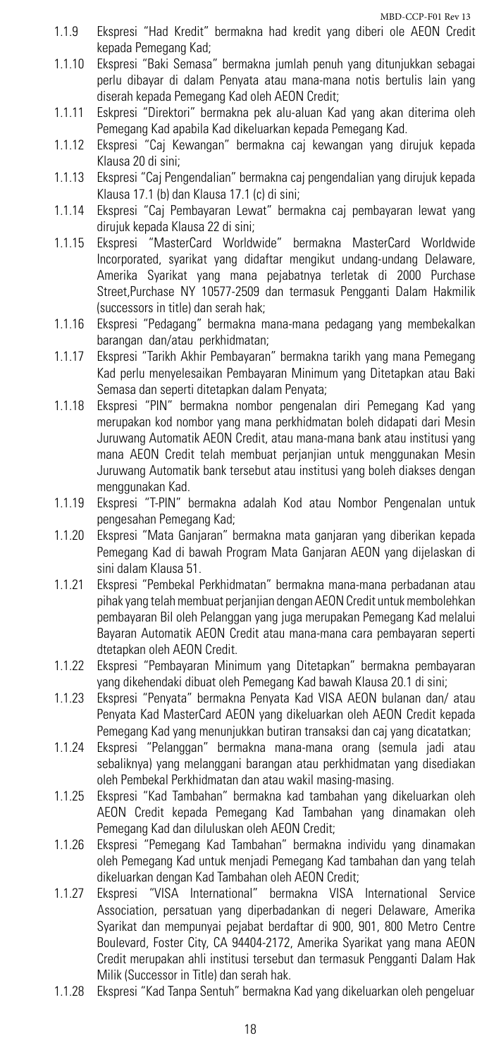1.1.9 Ekspresi "Had Kredit" bermakna had kredit yang diberi ole AEON Credit kepada Pemegang Kad;

1.1.10 Ekspresi "Baki Semasa" bermakna jumlah penuh yang ditunjukkan sebagai perlu dibayar di dalam Penyata atau mana-mana notis bertulis lain yang diserah kepada Pemegang Kad oleh AEON Credit;

1.1.11 Eskpresi "Direktori" bermakna pek alu-aluan Kad yang akan diterima oleh Pemegang Kad apabila Kad dikeluarkan kepada Pemegang Kad.

1.1.12 Ekspresi "Caj Kewangan" bermakna caj kewangan yang dirujuk kepada Klausa 20 di sini;

1.1.13 Ekspresi "Caj Pengendalian" bermakna caj pengendalian yang dirujuk kepada Klausa 17.1 (b) dan Klausa 17.1 (c) di sini;

1.1.14 Ekspresi "Caj Pembayaran Lewat" bermakna caj pembayaran lewat yang dirujuk kepada Klausa 22 di sini;

1.1.15 Ekspresi "MasterCard Worldwide" bermakna MasterCard Worldwide Incorporated, syarikat yang didaftar mengikut undang-undang Delaware, Amerika Syarikat yang mana pejabatnya terletak di 2000 Purchase Street,Purchase NY 10577-2509 dan termasuk Pengganti Dalam Hakmilik (successors in title) dan serah hak;

1.1.16 Ekspresi "Pedagang" bermakna mana-mana pedagang yang membekalkan barangan dan/atau perkhidmatan;

1.1.17 Ekspresi "Tarikh Akhir Pembayaran" bermakna tarikh yang mana Pemegang Kad perlu menyelesaikan Pembayaran Minimum yang Ditetapkan atau Baki Semasa dan seperti ditetapkan dalam Penyata;

1.1.18 Ekspresi "PIN" bermakna nombor pengenalan diri Pemegang Kad yang merupakan kod nombor yang mana perkhidmatan boleh didapati dari Mesin Juruwang Automatik AEON Credit, atau mana-mana bank atau institusi yang mana AEON Credit telah membuat perjanjian untuk menggunakan Mesin Juruwang Automatik bank tersebut atau institusi yang boleh diakses dengan menggunakan Kad.

1.1.19 Ekspresi "T-PIN" bermakna adalah Kod atau Nombor Pengenalan untuk pengesahan Pemegang Kad;

1.1.20 Ekspresi "Mata Ganjaran" bermakna mata ganjaran yang diberikan kepada Pemegang Kad di bawah Program Mata Ganjaran AEON yang dijelaskan di sini dalam Klausa 51.

1.1.21 Ekspresi "Pembekal Perkhidmatan" bermakna mana-mana perbadanan atau pihak yang telah membuat perjanjian dengan AEON Credit untuk membolehkan pembayaran Bil oleh Pelanggan yang juga merupakan Pemegang Kad melalui Bayaran Automatik AEON Credit atau mana-mana cara pembayaran seperti dtetapkan oleh AEON Credit.

1.1.22 Ekspresi "Pembayaran Minimum yang Ditetapkan" bermakna pembayaran yang dikehendaki dibuat oleh Pemegang Kad bawah Klausa 20.1 di sini;

1.1.23 Ekspresi "Penyata" bermakna Penyata Kad VISA AEON bulanan dan/ atau Penyata Kad MasterCard AEON yang dikeluarkan oleh AEON Credit kepada Pemegang Kad yang menunjukkan butiran transaksi dan caj yang dicatatkan;

1.1.24 Ekspresi "Pelanggan" bermakna mana-mana orang (semula jadi atau sebaliknya) yang melanggani barangan atau perkhidmatan yang disediakan oleh Pembekal Perkhidmatan dan atau wakil masing-masing.

1.1.25 Ekspresi "Kad Tambahan" bermakna kad tambahan yang dikeluarkan oleh AEON Credit kepada Pemegang Kad Tambahan yang dinamakan oleh Pemegang Kad dan diluluskan oleh AEON Credit;

1.1.26 Ekspresi "Pemegang Kad Tambahan" bermakna individu yang dinamakan oleh Pemegang Kad untuk menjadi Pemegang Kad tambahan dan yang telah dikeluarkan dengan Kad Tambahan oleh AEON Credit;

1.1.27 Ekspresi "VISA International" bermakna VISA International Service Association, persatuan yang diperbadankan di negeri Delaware, Amerika Syarikat dan mempunyai pejabat berdaftar di 900, 901, 800 Metro Centre Boulevard, Foster City, CA 94404-2172, Amerika Syarikat yang mana AEON Credit merupakan ahli institusi tersebut dan termasuk Pengganti Dalam Hak Milik (Successor in Title) dan serah hak.

1.1.28 Ekspresi "Kad Tanpa Sentuh" bermakna Kad yang dikeluarkan oleh pengeluar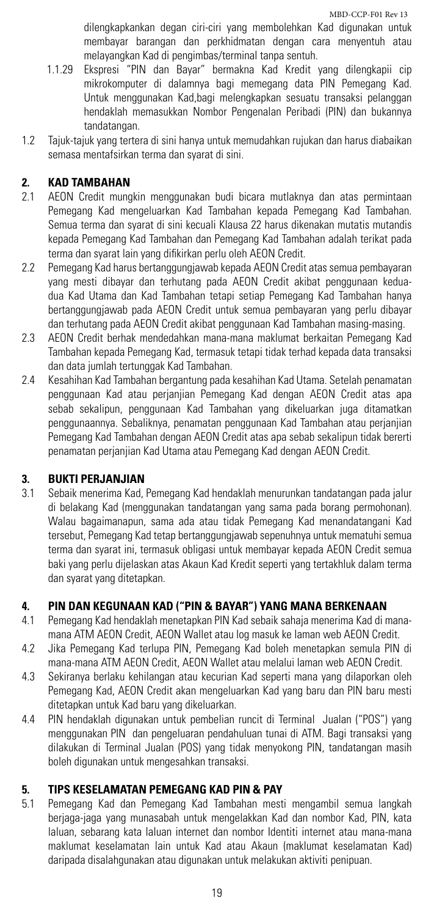dilengkapkankan degan ciri-ciri yang membolehkan Kad digunakan untuk membayar barangan dan perkhidmatan dengan cara menyentuh atau melayangkan Kad di pengimbas/terminal tanpa sentuh.

1.1.29 Ekspresi "PIN dan Bayar" bermakna Kad Kredit yang dilengkapii cip mikrokomputer di dalamnya bagi memegang data PIN Pemegang Kad. Untuk menggunakan Kad,bagi melengkapkan sesuatu transaksi pelanggan hendaklah memasukkan Nombor Pengenalan Peribadi (PIN) dan bukannya tandatangan.

1.2 Tajuk-tajuk yang tertera di sini hanya untuk memudahkan rujukan dan harus diabaikan semasa mentafsirkan terma dan syarat di sini.

## 2. KAD TAMBAHAN

2.1 AEON Credit mungkin menggunakan budi bicara mutlaknya dan atas permintaan Pemegang Kad mengeluarkan Kad Tambahan kepada Pemegang Kad Tambahan. Semua terma dan syarat di sini kecuali Klausa 22 harus dikenakan mutatis mutandis kepada Pemegang Kad Tambahan dan Pemegang Kad Tambahan adalah terikat pada terma dan syarat lain yang difikirkan perlu oleh AEON Credit.

2.2 Pemegang Kad harus bertanggungjawab kepada AEON Credit atas semua pembayaran yang mesti dibayar dan terhutang pada AEON Credit akibat penggunaan kedua-dua Kad Utama dan Kad Tambahan tetapi setiap Pemegang Kad Tambahan hanya bertanggungjawab pada AEON Credit untuk semua pembayaran yang perlu dibayar dan terhutang pada AEON Credit akibat penggunaan Kad Tambahan masing-masing.

2.3 AEON Credit berhak mendedahkan mana-mana maklumat berkaitan Pemegang Kad Tambahan kepada Pemegang Kad, termasuk tetapi tidak terhad kepada data transaksi dan data jumlah tertunggak Kad Tambahan.

2.4 Kesahihan Kad Tambahan bergantung pada kesahihan Kad Utama. Setelah penamatan penggunaan Kad atau perjanjian Pemegang Kad dengan AEON Credit atas apa sebab sekalipun, penggunaan Kad Tambahan yang dikeluarkan juga ditamatkan penggunaannya. Sebaliknya, penamatan penggunaan Kad Tambahan atau perjanjian Pemegang Kad Tambahan dengan AEON Credit atas apa sebab sekalipun tidak bererti penamatan perjanjian Kad Utama atau Pemegang Kad dengan AEON Credit.

## 3. BUKTI PERJANJIAN

3.1 Sebaik menerima Kad, Pemegang Kad hendaklah menurunkan tandatangan pada jalur di belakang Kad (menggunakan tandatangan yang sama pada borang permohonan). Walau bagaimanapun, sama ada atau tidak Pemegang Kad menandatangani Kad tersebut, Pemegang Kad tetap bertanggungjawab sepenuhnya untuk mematuhi semua terma dan syarat ini, termasuk obligasi untuk membayar kepada AEON Credit semua baki yang perlu dijelaskan atas Akaun Kad Kredit seperti yang tertakhluk dalam terma dan syarat yang ditetapkan.

## 4. PIN DAN KEGUNAAN KAD ("PIN & BAYAR") YANG MANA BERKENAAN

4.1 Pemegang Kad hendaklah menetapkan PIN Kad sebaik sahaja menerima Kad di mana-mana ATM AEON Credit, AEON Wallet atau log masuk ke laman web AEON Credit.

4.2 Jika Pemegang Kad terlupa PIN, Pemegang Kad boleh menetapkan semula PIN di mana-mana ATM AEON Credit, AEON Wallet atau melalui laman web AEON Credit.

4.3 Sekiranya berlaku kehilangan atau kecurian Kad seperti mana yang dilaporkan oleh Pemegang Kad, AEON Credit akan mengeluarkan Kad yang baru dan PIN baru mesti ditetapkan untuk Kad baru yang dikeluarkan.

4.4 PIN hendaklah digunakan untuk pembelian runcit di Terminal Jualan ("POS") yang menggunakan PIN dan pengeluaran pendahuluan tunai di ATM. Bagi transaksi yang dilakukan di Terminal Jualan (POS) yang tidak menyokong PIN, tandatangan masih boleh digunakan untuk mengesahkan transaksi.

## 5. TIPS KESELAMATAN PEMEGANG KAD PIN & PAY

5.1 Pemegang Kad dan Pemegang Kad Tambahan mesti mengambil semua langkah berjaga-jaga yang munasabah untuk mengelakkan Kad dan nombor Kad, PIN, kata laluan, sebarang kata laluan internet dan nombor Identiti internet atau mana-mana maklumat keselamatan lain untuk Kad atau Akaun (maklumat keselamatan Kad) daripada disalahgunakan atau digunakan untuk melakukan aktiviti penipuan.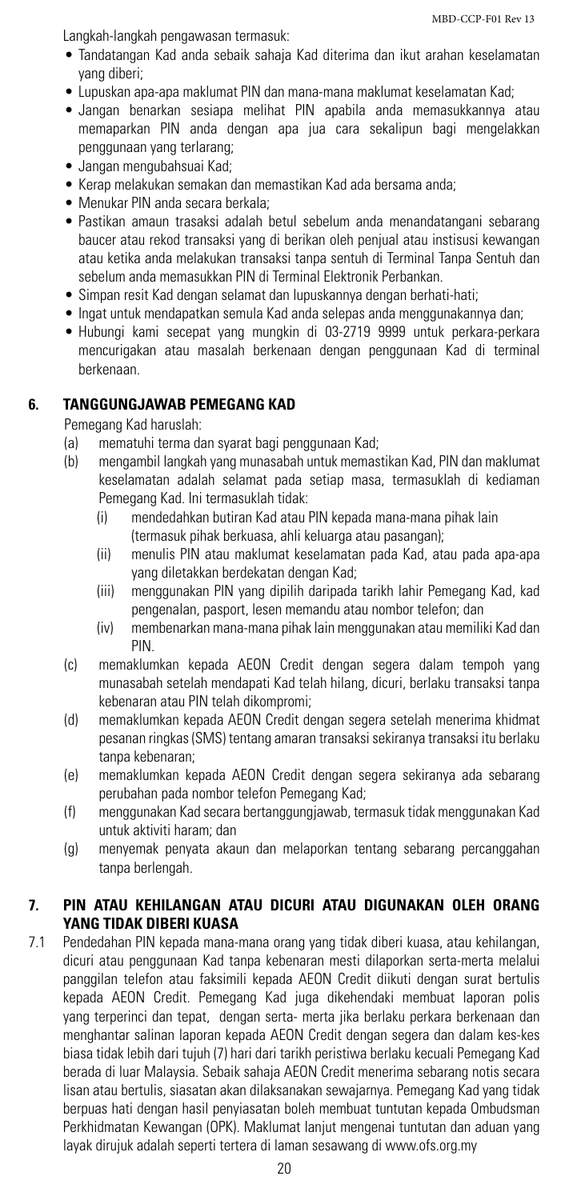Langkah-langkah pengawasan termasuk:

- Tandatangan Kad anda sebaik sahaja Kad diterima dan ikut arahan keselamatan yang diberi;
- Lupuskan apa-apa maklumat PIN dan mana-mana maklumat keselamatan Kad;
- Jangan benarkan sesiapa melihat PIN apabila anda memasukkannya atau memaparkan PIN anda dengan apa jua cara sekalipun bagi mengelakkan penggunaan yang terlarang;
- Jangan mengubahsuai Kad;
- Kerap melakukan semakan dan memastikan Kad ada bersama anda;
- Menukar PIN anda secara berkala;
- Pastikan amaun trasaksi adalah betul sebelum anda menandatangani sebarang baucer atau rekod transaksi yang di berikan oleh penjual atau instisusi kewangan atau ketika anda melakukan transaksi tanpa sentuh di Terminal Tanpa Sentuh dan sebelum anda memasukkan PIN di Terminal Elektronik Perbankan.
- Simpan resit Kad dengan selamat dan lupuskannya dengan berhati-hati;
- Ingat untuk mendapatkan semula Kad anda selepas anda menggunakannya dan;
- Hubungi kami secepat yang mungkin di 03-2719 9999 untuk perkara-perkara mencurigakan atau masalah berkenaan dengan penggunaan Kad di terminal berkenaan.

## 6. TANGGUNGJAWAB PEMEGANG KAD

Pemegang Kad haruslah:

(a) mematuhi terma dan syarat bagi penggunaan Kad;

(b) mengambil langkah yang munasabah untuk memastikan Kad, PIN dan maklumat keselamatan adalah selamat pada setiap masa, termasuklah di kediaman Pemegang Kad. Ini termasuklah tidak:

  (i) mendedahkan butiran Kad atau PIN kepada mana-mana pihak lain (termasuk pihak berkuasa, ahli keluarga atau pasangan);

  (ii) menulis PIN atau maklumat keselamatan pada Kad, atau pada apa-apa yang diletakkan berdekatan dengan Kad;

  (iii) menggunakan PIN yang dipilih daripada tarikh lahir Pemegang Kad, kad pengenalan, pasport, lesen memandu atau nombor telefon; dan

  (iv) membenarkan mana-mana pihak lain menggunakan atau memiliki Kad dan PIN.

(c) memaklumkan kepada AEON Credit dengan segera dalam tempoh yang munasabah setelah mendapati Kad telah hilang, dicuri, berlaku transaksi tanpa kebenaran atau PIN telah dikompromi;

(d) memaklumkan kepada AEON Credit dengan segera setelah menerima khidmat pesanan ringkas (SMS) tentang amaran transaksi sekiranya transaksi itu berlaku tanpa kebenaran;

(e) memaklumkan kepada AEON Credit dengan segera sekiranya ada sebarang perubahan pada nombor telefon Pemegang Kad;

(f) menggunakan Kad secara bertanggungjawab, termasuk tidak menggunakan Kad untuk aktiviti haram; dan

(g) menyemak penyata akaun dan melaporkan tentang sebarang percanggahan tanpa berlengah.

## 7. PIN ATAU KEHILANGAN ATAU DICURI ATAU DIGUNAKAN OLEH ORANG YANG TIDAK DIBERI KUASA

7.1 Pendedahan PIN kepada mana-mana orang yang tidak diberi kuasa, atau kehilangan, dicuri atau penggunaan Kad tanpa kebenaran mesti dilaporkan serta-merta melalui panggilan telefon atau faksimili kepada AEON Credit diikuti dengan surat bertulis kepada AEON Credit. Pemegang Kad juga dikehendaki membuat laporan polis yang terperinci dan tepat, dengan serta- merta jika berlaku perkara berkenaan dan menghantar salinan laporan kepada AEON Credit dengan segera dan dalam kes-kes biasa tidak lebih dari tujuh (7) hari dari tarikh peristiwa berlaku kecuali Pemegang Kad berada di luar Malaysia. Sebaik sahaja AEON Credit menerima sebarang notis secara lisan atau bertulis, siasatan akan dilaksanakan sewajarnya. Pemegang Kad yang tidak berpuas hati dengan hasil penyiasatan boleh membuat tuntutan kepada Ombudsman Perkhidmatan Kewangan (OPK). Maklumat lanjut mengenai tuntutan dan aduan yang layak dirujuk adalah seperti tertera di laman sesawang di www.ofs.org.my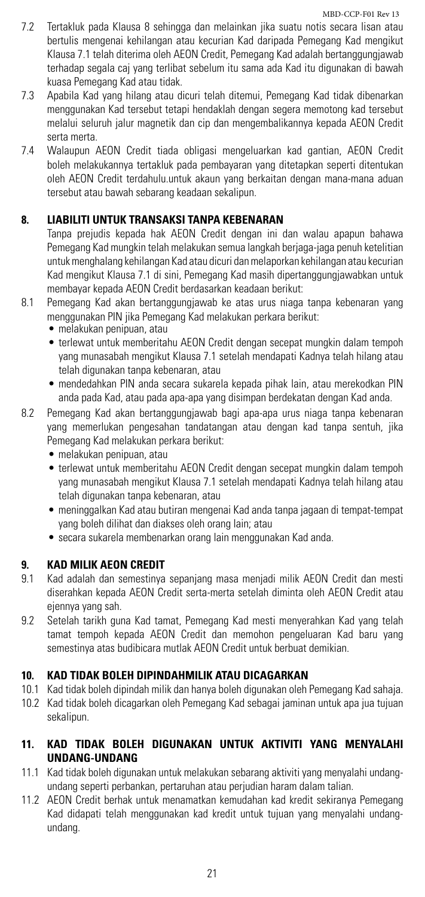7.2 Tertakluk pada Klausa 8 sehingga dan melainkan jika suatu notis secara lisan atau bertulis mengenai kehilangan atau kecurian Kad daripada Pemegang Kad mengikut Klausa 7.1 telah diterima oleh AEON Credit, Pemegang Kad adalah bertanggungjawab terhadap segala caj yang terlibat sebelum itu sama ada Kad itu digunakan di bawah kuasa Pemegang Kad atau tidak.

7.3 Apabila Kad yang hilang atau dicuri telah ditemui, Pemegang Kad tidak dibenarkan menggunakan Kad tersebut tetapi hendaklah dengan segera memotong kad tersebut melalui seluruh jalur magnetik dan cip dan mengembalikannya kepada AEON Credit serta merta.

7.4 Walaupun AEON Credit tiada obligasi mengeluarkan kad gantian, AEON Credit boleh melakukannya tertakluk pada pembayaran yang ditetapkan seperti ditentukan oleh AEON Credit terdahulu.untuk akaun yang berkaitan dengan mana-mana aduan tersebut atau bawah sebarang keadaan sekalipun.

## 8. LIABILITI UNTUK TRANSAKSI TANPA KEBENARAN

Tanpa prejudis kepada hak AEON Credit dengan ini dan walau apapun bahawa Pemegang Kad mungkin telah melakukan semua langkah berjaga-jaga penuh ketelitian untuk menghalang kehilangan Kad atau dicuri dan melaporkan kehilangan atau kecurian Kad mengikut Klausa 7.1 di sini, Pemegang Kad masih dipertanggungjawabkan untuk membayar kepada AEON Credit berdasarkan keadaan berikut:

8.1 Pemegang Kad akan bertanggungjawab ke atas urus niaga tanpa kebenaran yang menggunakan PIN jika Pemegang Kad melakukan perkara berikut:
- melakukan penipuan, atau
- terlewat untuk memberitahu AEON Credit dengan secepat mungkin dalam tempoh yang munasabah mengikut Klausa 7.1 setelah mendapati Kadnya telah hilang atau telah digunakan tanpa kebenaran, atau
- mendedahkan PIN anda secara sukarela kepada pihak lain, atau merekodkan PIN anda pada Kad, atau pada apa-apa yang disimpan berdekatan dengan Kad anda.

8.2 Pemegang Kad akan bertanggungjawab bagi apa-apa urus niaga tanpa kebenaran yang memerlukan pengesahan tandatangan atau dengan kad tanpa sentuh, jika Pemegang Kad melakukan perkara berikut:
- melakukan penipuan, atau
- terlewat untuk memberitahu AEON Credit dengan secepat mungkin dalam tempoh yang munasabah mengikut Klausa 7.1 setelah mendapati Kadnya telah hilang atau telah digunakan tanpa kebenaran, atau
- meninggalkan Kad atau butiran mengenai Kad anda tanpa jagaan di tempat-tempat yang boleh dilihat dan diakses oleh orang lain; atau
- secara sukarela membenarkan orang lain menggunakan Kad anda.

## 9. KAD MILIK AEON CREDIT

9.1 Kad adalah dan semestinya sepanjang masa menjadi milik AEON Credit dan mesti diserahkan kepada AEON Credit serta-merta setelah diminta oleh AEON Credit atau ejennya yang sah.

9.2 Setelah tarikh guna Kad tamat, Pemegang Kad mesti menyerahkan Kad yang telah tamat tempoh kepada AEON Credit dan memohon pengeluaran Kad baru yang semestinya atas budibicara mutlak AEON Credit untuk berbuat demikian.

## 10. KAD TIDAK BOLEH DIPINDAHMILIK ATAU DICAGARKAN

10.1 Kad tidak boleh dipindah milik dan hanya boleh digunakan oleh Pemegang Kad sahaja.

10.2 Kad tidak boleh dicagarkan oleh Pemegang Kad sebagai jaminan untuk apa jua tujuan sekalipun.

## 11. KAD TIDAK BOLEH DIGUNAKAN UNTUK AKTIVITI YANG MENYALAHI UNDANG-UNDANG

11.1 Kad tidak boleh digunakan untuk melakukan sebarang aktiviti yang menyalahi undang-undang seperti perbankan, pertaruhan atau perjudian haram dalam talian.

11.2 AEON Credit berhak untuk menamatkan kemudahan kad kredit sekiranya Pemegang Kad didapati telah menggunakan kad kredit untuk tujuan yang menyalahi undang-undang.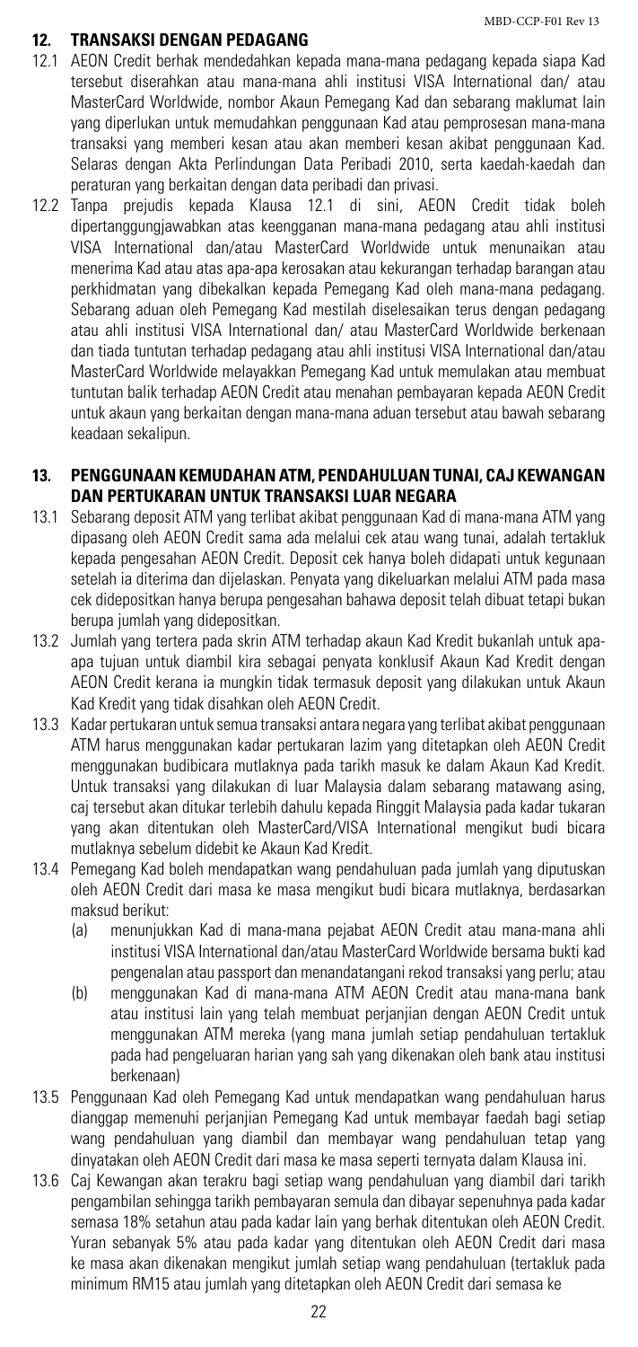## 12. TRANSAKSI DENGAN PEDAGANG

12.1 AEON Credit berhak mendedahkan kepada mana-mana pedagang kepada siapa Kad tersebut diserahkan atau mana-mana ahli institusi VISA International dan/ atau MasterCard Worldwide, nombor Akaun Pemegang Kad dan sebarang maklumat lain yang diperlukan untuk memudahkan penggunaan Kad atau pemprosesan mana-mana transaksi yang memberi kesan atau akan memberi kesan akibat penggunaan Kad. Selaras dengan Akta Perlindungan Data Peribadi 2010, serta kaedah-kaedah dan peraturan yang berkaitan dengan data peribadi dan privasi.

12.2 Tanpa prejudis kepada Klausa 12.1 di sini, AEON Credit tidak boleh dipertanggungjawabkan atas keengganan mana-mana pedagang atau ahli institusi VISA International dan/atau MasterCard Worldwide untuk menunaikan atau menerima Kad atau atas apa-apa kerosakan atau kekurangan terhadap barangan atau perkhidmatan yang dibekalkan kepada Pemegang Kad oleh mana-mana pedagang. Sebarang aduan oleh Pemegang Kad mestilah diselesaikan terus dengan pedagang atau ahli institusi VISA International dan/ atau MasterCard Worldwide berkenaan dan tiada tuntutan terhadap pedagang atau ahli institusi VISA International dan/atau MasterCard Worldwide melayakkan Pemegang Kad untuk memulakan atau membuat tuntutan balik terhadap AEON Credit atau menahan pembayaran kepada AEON Credit untuk akaun yang berkaitan dengan mana-mana aduan tersebut atau bawah sebarang keadaan sekalipun.

## 13. PENGGUNAAN KEMUDAHAN ATM, PENDAHULUAN TUNAI, CAJ KEWANGAN DAN PERTUKARAN UNTUK TRANSAKSI LUAR NEGARA

13.1 Sebarang deposit ATM yang terlibat akibat penggunaan Kad di mana-mana ATM yang dipasang oleh AEON Credit sama ada melalui cek atau wang tunai, adalah tertakluk kepada pengesahan AEON Credit. Deposit cek hanya boleh didapati untuk kegunaan setelah ia diterima dan dijelaskan. Penyata yang dikeluarkan melalui ATM pada masa cek didepositkan hanya berupa pengesahan bahawa deposit telah dibuat tetapi bukan berupa jumlah yang didepositkan.

13.2 Jumlah yang tertera pada skrin ATM terhadap akaun Kad Kredit bukanlah untuk apa-apa tujuan untuk diambil kira sebagai penyata konklusif Akaun Kad Kredit dengan AEON Credit kerana ia mungkin tidak termasuk deposit yang dilakukan untuk Akaun Kad Kredit yang tidak disahkan oleh AEON Credit.

13.3 Kadar pertukaran untuk semua transaksi antara negara yang terlibat akibat penggunaan ATM harus menggunakan kadar pertukaran lazim yang ditetapkan oleh AEON Credit menggunakan budibicara mutlaknya pada tarikh masuk ke dalam Akaun Kad Kredit. Untuk transaksi yang dilakukan di luar Malaysia dalam sebarang matawang asing, caj tersebut akan ditukar terlebih dahulu kepada Ringgit Malaysia pada kadar tukaran yang akan ditentukan oleh MasterCard/VISA International mengikut budi bicara mutlaknya sebelum didebit ke Akaun Kad Kredit.

13.4 Pemegang Kad boleh mendapatkan wang pendahuluan pada jumlah yang diputuskan oleh AEON Credit dari masa ke masa mengikut budi bicara mutlaknya, berdasarkan maksud berikut:
   (a) menunjukkan Kad di mana-mana pejabat AEON Credit atau mana-mana ahli institusi VISA International dan/atau MasterCard Worldwide bersama bukti kad pengenalan atau passport dan menandatangani rekod transaksi yang perlu; atau
   (b) menggunakan Kad di mana-mana ATM AEON Credit atau mana-mana bank atau institusi lain yang telah membuat perjanjian dengan AEON Credit untuk menggunakan ATM mereka (yang mana jumlah setiap pendahuluan tertakluk pada had pengeluaran harian yang sah yang dikenakan oleh bank atau institusi berkenaan)

13.5 Penggunaan Kad oleh Pemegang Kad untuk mendapatkan wang pendahuluan harus dianggap memenuhi perjanjian Pemegang Kad untuk membayar faedah bagi setiap wang pendahuluan yang diambil dan membayar wang pendahuluan tetap yang dinyatakan oleh AEON Credit dari masa ke masa seperti ternyata dalam Klausa ini.

13.6 Caj Kewangan akan terakru bagi setiap wang pendahuluan yang diambil dari tarikh pengambilan sehingga tarikh pembayaran semula dan dibayar sepenuhnya pada kadar semasa 18% setahun atau pada kadar lain yang berhak ditentukan oleh AEON Credit. Yuran sebanyak 5% atau pada kadar yang ditentukan oleh AEON Credit dari masa ke masa akan dikenakan mengikut jumlah setiap wang pendahuluan (tertakluk pada minimum RM15 atau jumlah yang ditetapkan oleh AEON Credit dari semasa ke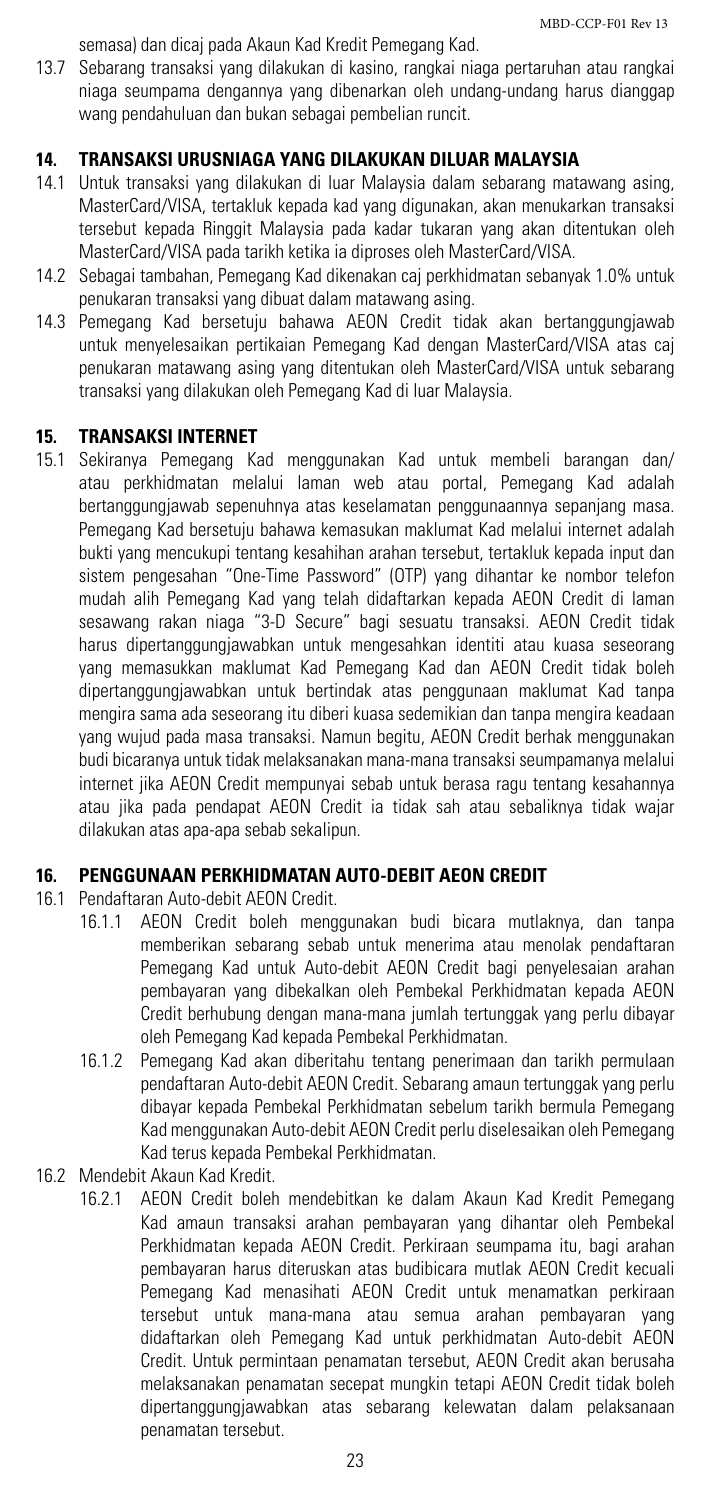semasa) dan dicaj pada Akaun Kad Kredit Pemegang Kad.

13.7 Sebarang transaksi yang dilakukan di kasino, rangkai niaga pertaruhan atau rangkai niaga seumpama dengannya yang dibenarkan oleh undang-undang harus dianggap wang pendahuluan dan bukan sebagai pembelian runcit.

## 14. TRANSAKSI URUSNIAGA YANG DILAKUKAN DILUAR MALAYSIA

14.1 Untuk transaksi yang dilakukan di luar Malaysia dalam sebarang matawang asing, MasterCard/VISA, tertakluk kepada kad yang digunakan, akan menukarkan transaksi tersebut kepada Ringgit Malaysia pada kadar tukaran yang akan ditentukan oleh MasterCard/VISA pada tarikh ketika ia diproses oleh MasterCard/VISA.

14.2 Sebagai tambahan, Pemegang Kad dikenakan caj perkhidmatan sebanyak 1.0% untuk penukaran transaksi yang dibuat dalam matawang asing.

14.3 Pemegang Kad bersetuju bahawa AEON Credit tidak akan bertanggungjawab untuk menyelesaikan pertikaian Pemegang Kad dengan MasterCard/VISA atas caj penukaran matawang asing yang ditentukan oleh MasterCard/VISA untuk sebarang transaksi yang dilakukan oleh Pemegang Kad di luar Malaysia.

## 15. TRANSAKSI INTERNET

15.1 Sekiranya Pemegang Kad menggunakan Kad untuk membeli barangan dan/ atau perkhidmatan melalui laman web atau portal, Pemegang Kad adalah bertanggungjawab sepenuhnya atas keselamatan penggunaannya sepanjang masa. Pemegang Kad bersetuju bahawa kemasukan maklumat Kad melalui internet adalah bukti yang mencukupi tentang kesahihan arahan tersebut, tertakluk kepada input dan sistem pengesahan "One-Time Password" (OTP) yang dihantar ke nombor telefon mudah alih Pemegang Kad yang telah didaftarkan kepada AEON Credit di laman sesawang rakan niaga "3-D Secure" bagi sesuatu transaksi. AEON Credit tidak harus dipertanggungjawabkan untuk mengesahkan identiti atau kuasa seseorang yang memasukkan maklumat Kad Pemegang Kad dan AEON Credit tidak boleh dipertanggungjawabkan untuk bertindak atas penggunaan maklumat Kad tanpa mengira sama ada seseorang itu diberi kuasa sedemikian dan tanpa mengira keadaan yang wujud pada masa transaksi. Namun begitu, AEON Credit berhak menggunakan budi bicaranya untuk tidak melaksanakan mana-mana transaksi seumpamanya melalui internet jika AEON Credit mempunyai sebab untuk berasa ragu tentang kesahannya atau jika pada pendapat AEON Credit ia tidak sah atau sebaliknya tidak wajar dilakukan atas apa-apa sebab sekalipun.

## 16. PENGGUNAAN PERKHIDMATAN AUTO-DEBIT AEON CREDIT

16.1 Pendaftaran Auto-debit AEON Credit.

16.1.1 AEON Credit boleh menggunakan budi bicara mutlaknya, dan tanpa memberikan sebarang sebab untuk menerima atau menolak pendaftaran Pemegang Kad untuk Auto-debit AEON Credit bagi penyelesaian arahan pembayaran yang dibekalkan oleh Pembekal Perkhidmatan kepada AEON Credit berhubung dengan mana-mana jumlah tertunggak yang perlu dibayar oleh Pemegang Kad kepada Pembekal Perkhidmatan.

16.1.2 Pemegang Kad akan diberitahu tentang penerimaan dan tarikh permulaan pendaftaran Auto-debit AEON Credit. Sebarang amaun tertunggak yang perlu dibayar kepada Pembekal Perkhidmatan sebelum tarikh bermula Pemegang Kad menggunakan Auto-debit AEON Credit perlu diselesaikan oleh Pemegang Kad terus kepada Pembekal Perkhidmatan.

16.2 Mendebit Akaun Kad Kredit.

16.2.1 AEON Credit boleh mendebitkan ke dalam Akaun Kad Kredit Pemegang Kad amaun transaksi arahan pembayaran yang dihantar oleh Pembekal Perkhidmatan kepada AEON Credit. Perkiraan seumpama itu, bagi arahan pembayaran harus diteruskan atas budibicara mutlak AEON Credit kecuali Pemegang Kad menasihati AEON Credit untuk menamatkan perkiraan tersebut untuk mana-mana atau semua arahan pembayaran yang didaftarkan oleh Pemegang Kad untuk perkhidmatan Auto-debit AEON Credit. Untuk permintaan penamatan tersebut, AEON Credit akan berusaha melaksanakan penamatan secepat mungkin tetapi AEON Credit tidak boleh dipertanggungjawabkan atas sebarang kelewatan dalam pelaksanaan penamatan tersebut.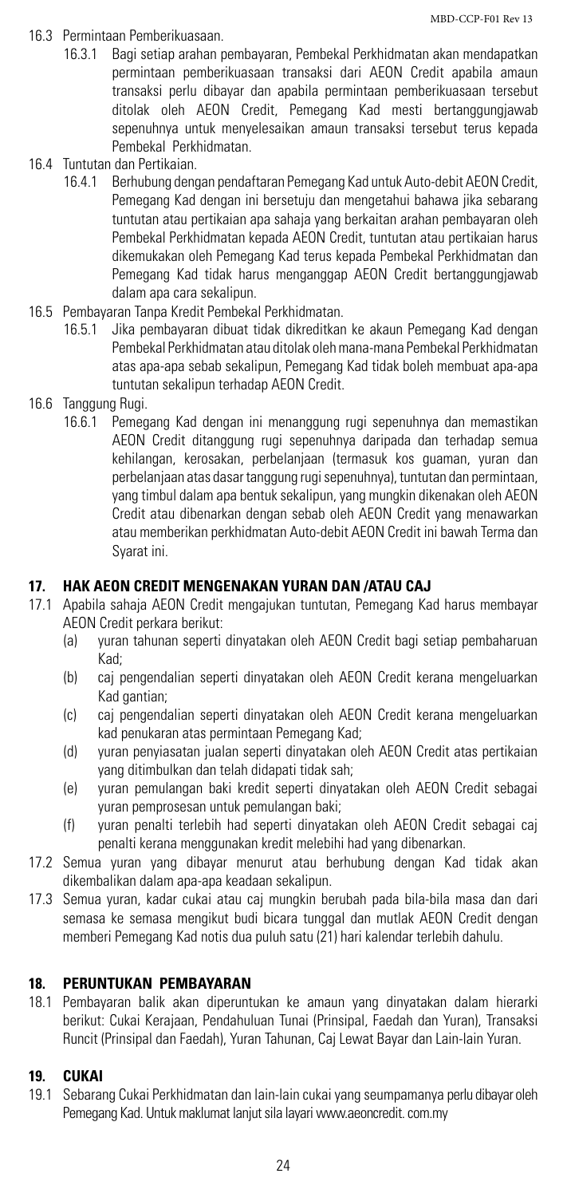16.3 Permintaan Pemberikuasaan.

16.3.1 Bagi setiap arahan pembayaran, Pembekal Perkhidmatan akan mendapatkan permintaan pemberikuasaan transaksi dari AEON Credit apabila amaun transaksi perlu dibayar dan apabila permintaan pemberikuasaan tersebut ditolak oleh AEON Credit, Pemegang Kad mesti bertanggungjawab sepenuhnya untuk menyelesaikan amaun transaksi tersebut terus kepada Pembekal Perkhidmatan.

16.4 Tuntutan dan Pertikaian.

16.4.1 Berhubung dengan pendaftaran Pemegang Kad untuk Auto-debit AEON Credit, Pemegang Kad dengan ini bersetuju dan mengetahui bahawa jika sebarang tuntutan atau pertikaian apa sahaja yang berkaitan arahan pembayaran oleh Pembekal Perkhidmatan kepada AEON Credit, tuntutan atau pertikaian harus dikemukakan oleh Pemegang Kad terus kepada Pembekal Perkhidmatan dan Pemegang Kad tidak harus menganggap AEON Credit bertanggungjawab dalam apa cara sekalipun.

16.5 Pembayaran Tanpa Kredit Pembekal Perkhidmatan.

16.5.1 Jika pembayaran dibuat tidak dikreditkan ke akaun Pemegang Kad dengan Pembekal Perkhidmatan atau ditolak oleh mana-mana Pembekal Perkhidmatan atas apa-apa sebab sekalipun, Pemegang Kad tidak boleh membuat apa-apa tuntutan sekalipun terhadap AEON Credit.

16.6 Tanggung Rugi.

16.6.1 Pemegang Kad dengan ini menanggung rugi sepenuhnya dan memastikan AEON Credit ditanggung rugi sepenuhnya daripada dan terhadap semua kehilangan, kerosakan, perbelanjaan (termasuk kos guaman, yuran dan perbelanjaan atas dasar tanggung rugi sepenuhnya), tuntutan dan permintaan, yang timbul dalam apa bentuk sekalipun, yang mungkin dikenakan oleh AEON Credit atau dibenarkan dengan sebab oleh AEON Credit yang menawarkan atau memberikan perkhidmatan Auto-debit AEON Credit ini bawah Terma dan Syarat ini.

## 17. HAK AEON CREDIT MENGENAKAN YURAN DAN /ATAU CAJ

17.1 Apabila sahaja AEON Credit mengajukan tuntutan, Pemegang Kad harus membayar AEON Credit perkara berikut:

(a) yuran tahunan seperti dinyatakan oleh AEON Credit bagi setiap pembaharuan Kad;

(b) caj pengendalian seperti dinyatakan oleh AEON Credit kerana mengeluarkan Kad gantian;

(c) caj pengendalian seperti dinyatakan oleh AEON Credit kerana mengeluarkan kad penukaran atas permintaan Pemegang Kad;

(d) yuran penyiasatan jualan seperti dinyatakan oleh AEON Credit atas pertikaian yang ditimbulkan dan telah didapati tidak sah;

(e) yuran pemulangan baki kredit seperti dinyatakan oleh AEON Credit sebagai yuran pemprosesan untuk pemulangan baki;

(f) yuran penalti terlebih had seperti dinyatakan oleh AEON Credit sebagai caj penalti kerana menggunakan kredit melebihi had yang dibenarkan.

17.2 Semua yuran yang dibayar menurut atau berhubung dengan Kad tidak akan dikembalikan dalam apa-apa keadaan sekalipun.

17.3 Semua yuran, kadar cukai atau caj mungkin berubah pada bila-bila masa dan dari semasa ke semasa mengikut budi bicara tunggal dan mutlak AEON Credit dengan memberi Pemegang Kad notis dua puluh satu (21) hari kalendar terlebih dahulu.

## 18. PERUNTUKAN PEMBAYARAN

18.1 Pembayaran balik akan diperuntukan ke amaun yang dinyatakan dalam hierarki berikut: Cukai Kerajaan, Pendahuluan Tunai (Prinsipal, Faedah dan Yuran), Transaksi Runcit (Prinsipal dan Faedah), Yuran Tahunan, Caj Lewat Bayar dan Lain-lain Yuran.

## 19. CUKAI

19.1 Sebarang Cukai Perkhidmatan dan lain-lain cukai yang seumpamanya perlu dibayar oleh Pemegang Kad. Untuk maklumat lanjut sila layari www.aeoncredit. com.my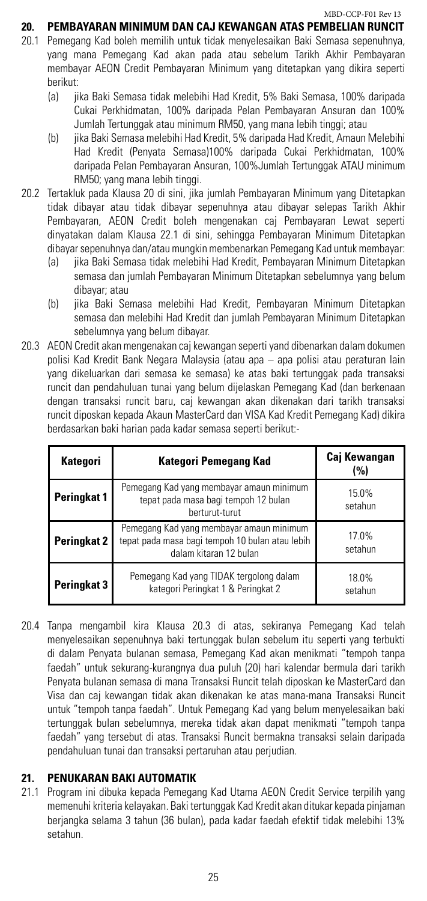## 20. PEMBAYARAN MINIMUM DAN CAJ KEWANGAN ATAS PEMBELIAN RUNCIT

20.1 Pemegang Kad boleh memilih untuk tidak menyelesaikan Baki Semasa sepenuhnya, yang mana Pemegang Kad akan pada atau sebelum Tarikh Akhir Pembayaran membayar AEON Credit Pembayaran Minimum yang ditetapkan yang dikira seperti berikut:

(a) jika Baki Semasa tidak melebihi Had Kredit, 5% Baki Semasa, 100% daripada Cukai Perkhidmatan, 100% daripada Pelan Pembayaran Ansuran dan 100% Jumlah Tertunggak atau minimum RM50, yang mana lebih tinggi; atau

(b) jika Baki Semasa melebihi Had Kredit, 5% daripada Had Kredit, Amaun Melebihi Had Kredit (Penyata Semasa)100% daripada Cukai Perkhidmatan, 100% daripada Pelan Pembayaran Ansuran, 100%Jumlah Tertunggak ATAU minimum RM50; yang mana lebih tinggi.

20.2 Tertakluk pada Klausa 20 di sini, jika jumlah Pembayaran Minimum yang Ditetapkan tidak dibayar atau tidak dibayar sepenuhnya atau dibayar selepas Tarikh Akhir Pembayaran, AEON Credit boleh mengenakan caj Pembayaran Lewat seperti dinyatakan dalam Klausa 22.1 di sini, sehingga Pembayaran Minimum Ditetapkan dibayar sepenuhnya dan/atau mungkin membenarkan Pemegang Kad untuk membayar:

(a) jika Baki Semasa tidak melebihi Had Kredit, Pembayaran Minimum Ditetapkan semasa dan jumlah Pembayaran Minimum Ditetapkan sebelumnya yang belum dibayar; atau

(b) jika Baki Semasa melebihi Had Kredit, Pembayaran Minimum Ditetapkan semasa dan melebihi Had Kredit dan jumlah Pembayaran Minimum Ditetapkan sebelumnya yang belum dibayar.

20.3 AEON Credit akan mengenakan caj kewangan seperti yand dibenarkan dalam dokumen polisi Kad Kredit Bank Negara Malaysia (atau apa – apa polisi atau peraturan lain yang dikeluarkan dari semasa ke semasa) ke atas baki tertunggak pada transaksi runcit dan pendahuluan tunai yang belum dijelaskan Pemegang Kad (dan berkenaan dengan transaksi runcit baru, caj kewangan akan dikenakan dari tarikh transaksi runcit diposkan kepada Akaun MasterCard dan VISA Kad Kredit Pemegang Kad) dikira berdasarkan baki harian pada kadar semasa seperti berikut:-

| Kategori | Kategori Pemegang Kad | Caj Kewangan (%) |
|---|---|---|
| **Peringkat 1** | Pemegang Kad yang membayar amaun minimum tepat pada masa bagi tempoh 12 bulan berturut-turut | 15.0% setahun |
| **Peringkat 2** | Pemegang Kad yang membayar amaun minimum tepat pada masa bagi tempoh 10 bulan atau lebih dalam kitaran 12 bulan | 17.0% setahun |
| **Peringkat 3** | Pemegang Kad yang TIDAK tergolong dalam kategori Peringkat 1 & Peringkat 2 | 18.0% setahun |

20.4 Tanpa mengambil kira Klausa 20.3 di atas, sekiranya Pemegang Kad telah menyelesaikan sepenuhnya baki tertunggak bulan sebelum itu seperti yang terbukti di dalam Penyata bulanan semasa, Pemegang Kad akan menikmati "tempoh tanpa faedah" untuk sekurang-kurangnya dua puluh (20) hari kalendar bermula dari tarikh Penyata bulanan semasa di mana Transaksi Runcit telah diposkan ke MasterCard dan Visa dan caj kewangan tidak akan dikenakan ke atas mana-mana Transaksi Runcit untuk "tempoh tanpa faedah". Untuk Pemegang Kad yang belum menyelesaikan baki tertunggak bulan sebelumnya, mereka tidak akan dapat menikmati "tempoh tanpa faedah" yang tersebut di atas. Transaksi Runcit bermakna transaksi selain daripada pendahuluan tunai dan transaksi pertaruhan atau perjudian.

## 21. PENUKARAN BAKI AUTOMATIK

21.1 Program ini dibuka kepada Pemegang Kad Utama AEON Credit Service terpilih yang memenuhi kriteria kelayakan. Baki tertunggak Kad Kredit akan ditukar kepada pinjaman berjangka selama 3 tahun (36 bulan), pada kadar faedah efektif tidak melebihi 13% setahun.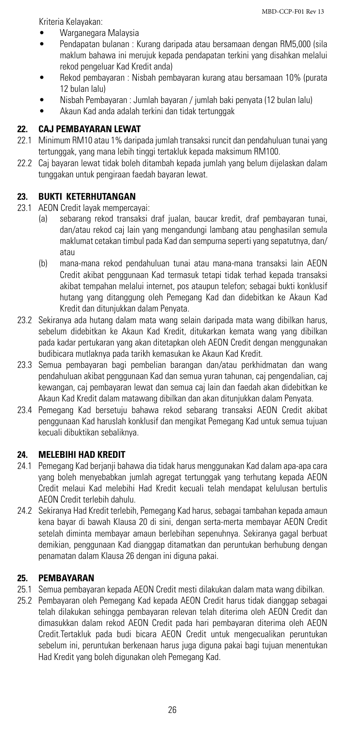Kriteria Kelayakan:

- Warganegara Malaysia
- Pendapatan bulanan : Kurang daripada atau bersamaan dengan RM5,000 (sila maklum bahawa ini merujuk kepada pendapatan terkini yang disahkan melalui rekod pengeluar Kad Kredit anda)
- Rekod pembayaran : Nisbah pembayaran kurang atau bersamaan 10% (purata 12 bulan lalu)
- Nisbah Pembayaran : Jumlah bayaran / jumlah baki penyata (12 bulan lalu)
- Akaun Kad anda adalah terkini dan tidak tertunggak

## 22. CAJ PEMBAYARAN LEWAT

22.1 Minimum RM10 atau 1% daripada jumlah transaksi runcit dan pendahuluan tunai yang tertunggak, yang mana lebih tinggi tertakluk kepada maksimum RM100.

22.2 Caj bayaran lewat tidak boleh ditambah kepada jumlah yang belum dijelaskan dalam tunggakan untuk pengiraan faedah bayaran lewat.

## 23. BUKTI KETERHUTANGAN

23.1 AEON Credit layak mempercayai:

(a) sebarang rekod transaksi draf jualan, baucar kredit, draf pembayaran tunai, dan/atau rekod caj lain yang mengandungi lambang atau penghasilan semula maklumat cetakan timbul pada Kad dan sempurna seperti yang sepatutnya, dan/atau

(b) mana-mana rekod pendahuluan tunai atau mana-mana transaksi lain AEON Credit akibat penggunaan Kad termasuk tetapi tidak terhad kepada transaksi akibat tempahan melalui internet, pos ataupun telefon; sebagai bukti konklusif hutang yang ditanggung oleh Pemegang Kad dan didebitkan ke Akaun Kad Kredit dan ditunjukkan dalam Penyata.

23.2 Sekiranya ada hutang dalam mata wang selain daripada mata wang dibilkan harus, sebelum didebitkan ke Akaun Kad Kredit, ditukarkan kemata wang yang dibilkan pada kadar pertukaran yang akan ditetapkan oleh AEON Credit dengan menggunakan budibicara mutlaknya pada tarikh kemasukan ke Akaun Kad Kredit.

23.3 Semua pembayaran bagi pembelian barangan dan/atau perkhidmatan dan wang pendahuluan akibat penggunaan Kad dan semua yuran tahunan, caj pengendalian, caj kewangan, caj pembayaran lewat dan semua caj lain dan faedah akan didebitkan ke Akaun Kad Kredit dalam matawang dibilkan dan akan ditunjukkan dalam Penyata.

23.4 Pemegang Kad bersetuju bahawa rekod sebarang transaksi AEON Credit akibat penggunaan Kad haruslah konklusif dan mengikat Pemegang Kad untuk semua tujuan kecuali dibuktikan sebaliknya.

## 24. MELEBIHI HAD KREDIT

24.1 Pemegang Kad berjanji bahawa dia tidak harus menggunakan Kad dalam apa-apa cara yang boleh menyebabkan jumlah agregat tertunggak yang terhutang kepada AEON Credit melaui Kad melebihi Had Kredit kecuali telah mendapat kelulusan bertulis AEON Credit terlebih dahulu.

24.2 Sekiranya Had Kredit terlebih, Pemegang Kad harus, sebagai tambahan kepada amaun kena bayar di bawah Klausa 20 di sini, dengan serta-merta membayar AEON Credit setelah diminta membayar amaun berlebihan sepenuhnya. Sekiranya gagal berbuat demikian, penggunaan Kad dianggap ditamatkan dan peruntukan berhubung dengan penamatan dalam Klausa 26 dengan ini diguna pakai.

## 25. PEMBAYARAN

25.1 Semua pembayaran kepada AEON Credit mesti dilakukan dalam mata wang dibilkan.

25.2 Pembayaran oleh Pemegang Kad kepada AEON Credit harus tidak dianggap sebagai telah dilakukan sehingga pembayaran relevan telah diterima oleh AEON Credit dan dimasukkan dalam rekod AEON Credit pada hari pembayaran diterima oleh AEON Credit.Tertakluk pada budi bicara AEON Credit untuk mengecualikan peruntukan sebelum ini, peruntukan berkenaan harus juga diguna pakai bagi tujuan menentukan Had Kredit yang boleh digunakan oleh Pemegang Kad.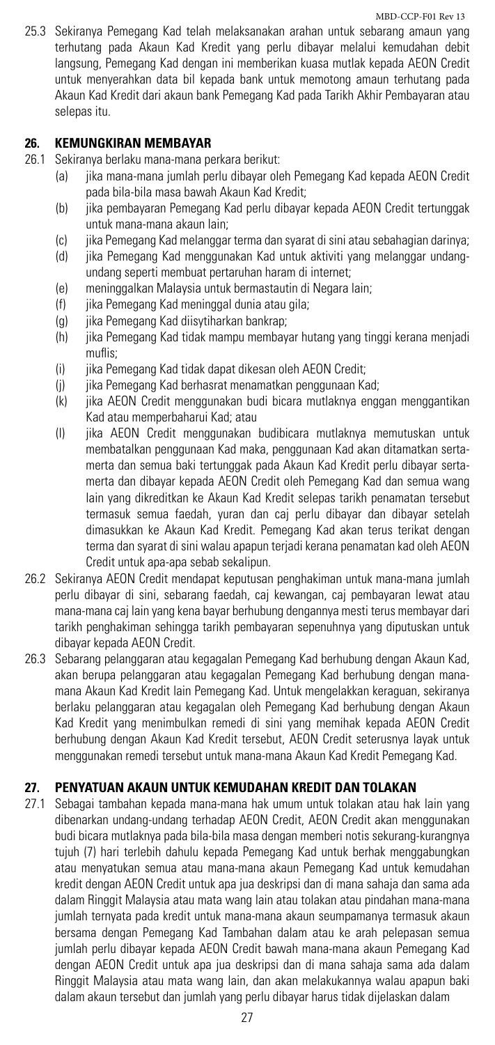25.3 Sekiranya Pemegang Kad telah melaksanakan arahan untuk sebarang amaun yang terhutang pada Akaun Kad Kredit yang perlu dibayar melalui kemudahan debit langsung, Pemegang Kad dengan ini memberikan kuasa mutlak kepada AEON Credit untuk menyerahkan data bil kepada bank untuk memotong amaun terhutang pada Akaun Kad Kredit dari akaun bank Pemegang Kad pada Tarikh Akhir Pembayaran atau selepas itu.

## 26. KEMUNGKIRAN MEMBAYAR

26.1 Sekiranya berlaku mana-mana perkara berikut:

(a) jika mana-mana jumlah perlu dibayar oleh Pemegang Kad kepada AEON Credit pada bila-bila masa bawah Akaun Kad Kredit;

(b) jika pembayaran Pemegang Kad perlu dibayar kepada AEON Credit tertunggak untuk mana-mana akaun lain;

(c) jika Pemegang Kad melanggar terma dan syarat di sini atau sebahagian darinya;

(d) jika Pemegang Kad menggunakan Kad untuk aktiviti yang melanggar undang-undang seperti membuat pertaruhan haram di internet;

(e) meninggalkan Malaysia untuk bermastautin di Negara lain;

(f) jika Pemegang Kad meninggal dunia atau gila;

(g) jika Pemegang Kad diisytiharkan bankrap;

(h) jika Pemegang Kad tidak mampu membayar hutang yang tinggi kerana menjadi muflis;

(i) jika Pemegang Kad tidak dapat dikesan oleh AEON Credit;

(j) jika Pemegang Kad berhasrat menamatkan penggunaan Kad;

(k) jika AEON Credit menggunakan budi bicara mutlaknya enggan menggantikan Kad atau memperbaharui Kad; atau

(l) jika AEON Credit menggunakan budibicara mutlaknya memutuskan untuk membatalkan penggunaan Kad maka, penggunaan Kad akan ditamatkan serta-merta dan semua baki tertunggak pada Akaun Kad Kredit perlu dibayar serta-merta dan dibayar kepada AEON Credit oleh Pemegang Kad dan semua wang lain yang dikreditkan ke Akaun Kad Kredit selepas tarikh penamatan tersebut termasuk semua faedah, yuran dan caj perlu dibayar dan dibayar setelah dimasukkan ke Akaun Kad Kredit. Pemegang Kad akan terus terikat dengan terma dan syarat di sini walau apapun terjadi kerana penamatan kad oleh AEON Credit untuk apa-apa sebab sekalipun.

26.2 Sekiranya AEON Credit mendapat keputusan penghakiman untuk mana-mana jumlah perlu dibayar di sini, sebarang faedah, caj kewangan, caj pembayaran lewat atau mana-mana caj lain yang kena bayar berhubung dengannya mesti terus membayar dari tarikh penghakiman sehingga tarikh pembayaran sepenuhnya yang diputuskan untuk dibayar kepada AEON Credit.

26.3 Sebarang pelanggaran atau kegagalan Pemegang Kad berhubung dengan Akaun Kad, akan berupa pelanggaran atau kegagalan Pemegang Kad berhubung dengan mana-mana Akaun Kad Kredit lain Pemegang Kad. Untuk mengelakkan keraguan, sekiranya berlaku pelanggaran atau kegagalan oleh Pemegang Kad berhubung dengan Akaun Kad Kredit yang menimbulkan remedi di sini yang memihak kepada AEON Credit berhubung dengan Akaun Kad Kredit tersebut, AEON Credit seterusnya layak untuk menggunakan remedi tersebut untuk mana-mana Akaun Kad Kredit Pemegang Kad.

## 27. PENYATUAN AKAUN UNTUK KEMUDAHAN KREDIT DAN TOLAKAN

27.1 Sebagai tambahan kepada mana-mana hak umum untuk tolakan atau hak lain yang dibenarkan undang-undang terhadap AEON Credit, AEON Credit akan menggunakan budi bicara mutlaknya pada bila-bila masa dengan memberi notis sekurang-kurangnya tujuh (7) hari terlebih dahulu kepada Pemegang Kad untuk berhak menggabungkan atau menyatukan semua atau mana-mana akaun Pemegang Kad untuk kemudahan kredit dengan AEON Credit untuk apa jua deskripsi dan di mana sahaja dan sama ada dalam Ringgit Malaysia atau mata wang lain atau tolakan atau pindahan mana-mana jumlah ternyata pada kredit untuk mana-mana akaun seumpamanya termasuk akaun bersama dengan Pemegang Kad Tambahan dalam atau ke arah pelepasan semua jumlah perlu dibayar kepada AEON Credit bawah mana-mana akaun Pemegang Kad dengan AEON Credit untuk apa jua deskripsi dan di mana sahaja sama ada dalam Ringgit Malaysia atau mata wang lain, dan akan melakukannya walau apapun baki dalam akaun tersebut dan jumlah yang perlu dibayar harus tidak dijelaskan dalam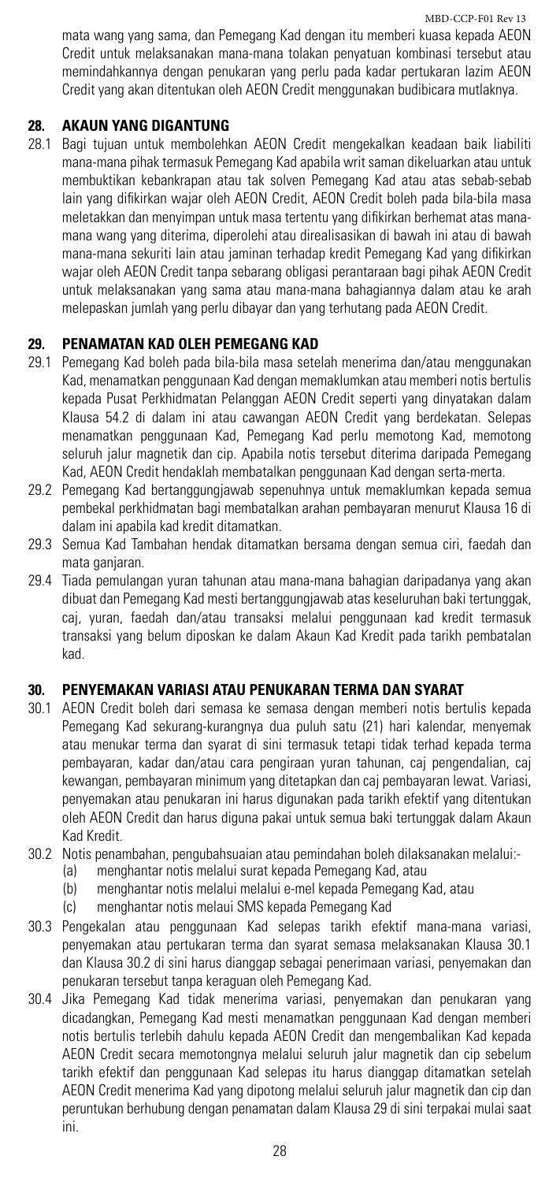mata wang yang sama, dan Pemegang Kad dengan itu memberi kuasa kepada AEON Credit untuk melaksanakan mana-mana tolakan penyatuan kombinasi tersebut atau memindahkannya dengan penukaran yang perlu pada kadar pertukaran lazim AEON Credit yang akan ditentukan oleh AEON Credit menggunakan budibicara mutlaknya.

## 28. AKAUN YANG DIGANTUNG

28.1 Bagi tujuan untuk membolehkan AEON Credit mengekalkan keadaan baik liabiliti mana-mana pihak termasuk Pemegang Kad apabila writ saman dikeluarkan atau untuk membuktikan kebankrapan atau tak solven Pemegang Kad atau atas sebab-sebab lain yang difikirkan wajar oleh AEON Credit, AEON Credit boleh pada bila-bila masa meletakkan dan menyimpan untuk masa tertentu yang difikirkan berhemat atas mana-mana wang yang diterima, diperolehi atau direalisasikan di bawah ini atau di bawah mana-mana sekuriti lain atau jaminan terhadap kredit Pemegang Kad yang difikirkan wajar oleh AEON Credit tanpa sebarang obligasi perantaraan bagi pihak AEON Credit untuk melaksanakan yang sama atau mana-mana bahagiannya dalam atau ke arah melepaskan jumlah yang perlu dibayar dan yang terhutang pada AEON Credit.

## 29. PENAMATAN KAD OLEH PEMEGANG KAD

29.1 Pemegang Kad boleh pada bila-bila masa setelah menerima dan/atau menggunakan Kad, menamatkan penggunaan Kad dengan memaklumkan atau memberi notis bertulis kepada Pusat Perkhidmatan Pelanggan AEON Credit seperti yang dinyatakan dalam Klausa 54.2 di dalam ini atau cawangan AEON Credit yang berdekatan. Selepas menamatkan penggunaan Kad, Pemegang Kad perlu memotong Kad, memotong seluruh jalur magnetik dan cip. Apabila notis tersebut diterima daripada Pemegang Kad, AEON Credit hendaklah membatalkan penggunaan Kad dengan serta-merta.

29.2 Pemegang Kad bertanggungjawab sepenuhnya untuk memaklumkan kepada semua pembekal perkhidmatan bagi membatalkan arahan pembayaran menurut Klausa 16 di dalam ini apabila kad kredit ditamatkan.

29.3 Semua Kad Tambahan hendak ditamatkan bersama dengan semua ciri, faedah dan mata ganjaran.

29.4 Tiada pemulangan yuran tahunan atau mana-mana bahagian daripadanya yang akan dibuat dan Pemegang Kad mesti bertanggungjawab atas keseluruhan baki tertunggak, caj, yuran, faedah dan/atau transaksi melalui penggunaan kad kredit termasuk transaksi yang belum diposkan ke dalam Akaun Kad Kredit pada tarikh pembatalan kad.

## 30. PENYEMAKAN VARIASI ATAU PENUKARAN TERMA DAN SYARAT

30.1 AEON Credit boleh dari semasa ke semasa dengan memberi notis bertulis kepada Pemegang Kad sekurang-kurangnya dua puluh satu (21) hari kalendar, menyemak atau menukar terma dan syarat di sini termasuk tetapi tidak terhad kepada terma pembayaran, kadar dan/atau cara pengiraan yuran tahunan, caj pengendalian, caj kewangan, pembayaran minimum yang ditetapkan dan caj pembayaran lewat. Variasi, penyemakan atau penukaran ini harus digunakan pada tarikh efektif yang ditentukan oleh AEON Credit dan harus diguna pakai untuk semua baki tertunggak dalam Akaun Kad Kredit.

30.2 Notis penambahan, pengubahsuaian atau pemindahan boleh dilaksanakan melalui:-
  (a) menghantar notis melalui surat kepada Pemegang Kad, atau
  (b) menghantar notis melalui e-mel kepada Pemegang Kad, atau
  (c) menghantar notis melaui SMS kepada Pemegang Kad

30.3 Pengekalan atau penggunaan Kad selepas tarikh efektif mana-mana variasi, penyemakan atau pertukaran terma dan syarat semasa melaksanakan Klausa 30.1 dan Klausa 30.2 di sini harus dianggap sebagai penerimaan variasi, penyemakan dan penukaran tersebut tanpa keraguan oleh Pemegang Kad.

30.4 Jika Pemegang Kad tidak menerima variasi, penyemakan dan penukaran yang dicadangkan, Pemegang Kad mesti menamatkan penggunaan Kad dengan memberi notis bertulis terlebih dahulu kepada AEON Credit dan mengembalikan Kad kepada AEON Credit secara memotongnya melalui seluruh jalur magnetik dan cip sebelum tarikh efektif dan penggunaan Kad selepas itu harus dianggap ditamatkan setelah AEON Credit menerima Kad yang dipotong melalui seluruh jalur magnetik dan cip dan peruntukan berhubung dengan penamatan dalam Klausa 29 di sini terpakai mulai saat ini.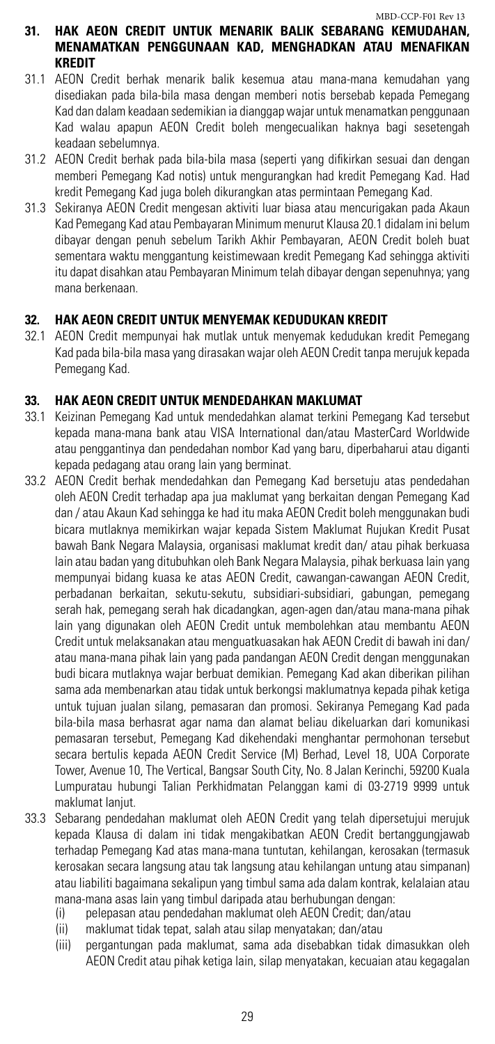## 31. HAK AEON CREDIT UNTUK MENARIK BALIK SEBARANG KEMUDAHAN, MENAMATKAN PENGGUNAAN KAD, MENGHADKAN ATAU MENAFIKAN KREDIT

31.1 AEON Credit berhak menarik balik kesemua atau mana-mana kemudahan yang disediakan pada bila-bila masa dengan memberi notis bersebab kepada Pemegang Kad dan dalam keadaan sedemikian ia dianggap wajar untuk menamatkan penggunaan Kad walau apapun AEON Credit boleh mengecualikan haknya bagi sesetengah keadaan sebelumnya.

31.2 AEON Credit berhak pada bila-bila masa (seperti yang difikirkan sesuai dan dengan memberi Pemegang Kad notis) untuk mengurangkan had kredit Pemegang Kad. Had kredit Pemegang Kad juga boleh dikurangkan atas permintaan Pemegang Kad.

31.3 Sekiranya AEON Credit mengesan aktiviti luar biasa atau mencurigakan pada Akaun Kad Pemegang Kad atau Pembayaran Minimum menurut Klausa 20.1 didalam ini belum dibayar dengan penuh sebelum Tarikh Akhir Pembayaran, AEON Credit boleh buat sementara waktu menggantung keistimewaan kredit Pemegang Kad sehingga aktiviti itu dapat disahkan atau Pembayaran Minimum telah dibayar dengan sepenuhnya; yang mana berkenaan.

## 32. HAK AEON CREDIT UNTUK MENYEMAK KEDUDUKAN KREDIT

32.1 AEON Credit mempunyai hak mutlak untuk menyemak kedudukan kredit Pemegang Kad pada bila-bila masa yang dirasakan wajar oleh AEON Credit tanpa merujuk kepada Pemegang Kad.

## 33. HAK AEON CREDIT UNTUK MENDEDAHKAN MAKLUMAT

33.1 Keizinan Pemegang Kad untuk mendedahkan alamat terkini Pemegang Kad tersebut kepada mana-mana bank atau VISA International dan/atau MasterCard Worldwide atau penggantinya dan pendedahan nombor Kad yang baru, diperbaharui atau diganti kepada pedagang atau orang lain yang berminat.

33.2 AEON Credit berhak mendedahkan dan Pemegang Kad bersetuju atas pendedahan oleh AEON Credit terhadap apa jua maklumat yang berkaitan dengan Pemegang Kad dan / atau Akaun Kad sehingga ke had itu maka AEON Credit boleh menggunakan budi bicara mutlaknya memikirkan wajar kepada Sistem Maklumat Rujukan Kredit Pusat bawah Bank Negara Malaysia, organisasi maklumat kredit dan/ atau pihak berkuasa lain atau badan yang ditubuhkan oleh Bank Negara Malaysia, pihak berkuasa lain yang mempunyai bidang kuasa ke atas AEON Credit, cawangan-cawangan AEON Credit, perbadanan berkaitan, sekutu-sekutu, subsidiari-subsidiari, gabungan, pemegang serah hak, pemegang serah hak dicadangkan, agen-agen dan/atau mana-mana pihak lain yang digunakan oleh AEON Credit untuk membolehkan atau membantu AEON Credit untuk melaksanakan atau menguatkuasakan hak AEON Credit di bawah ini dan/ atau mana-mana pihak lain yang pada pandangan AEON Credit dengan menggunakan budi bicara mutlaknya wajar berbuat demikian. Pemegang Kad akan diberikan pilihan sama ada membenarkan atau tidak untuk berkongsi maklumatnya kepada pihak ketiga untuk tujuan jualan silang, pemasaran dan promosi. Sekiranya Pemegang Kad pada bila-bila masa berhasrat agar nama dan alamat beliau dikeluarkan dari komunikasi pemasaran tersebut, Pemegang Kad dikehendaki menghantar permohonan tersebut secara bertulis kepada AEON Credit Service (M) Berhad, Level 18, UOA Corporate Tower, Avenue 10, The Vertical, Bangsar South City, No. 8 Jalan Kerinchi, 59200 Kuala Lumpuratau hubungi Talian Perkhidmatan Pelanggan kami di 03-2719 9999 untuk maklumat lanjut.

33.3 Sebarang pendedahan maklumat oleh AEON Credit yang telah dipersetujui merujuk kepada Klausa di dalam ini tidak mengakibatkan AEON Credit bertanggungjawab terhadap Pemegang Kad atas mana-mana tuntutan, kehilangan, kerosakan (termasuk kerosakan secara langsung atau tak langsung atau kehilangan untung atau simpanan) atau liabiliti bagaimana sekalipun yang timbul sama ada dalam kontrak, kelalaian atau mana-mana asas lain yang timbul daripada atau berhubungan dengan:

(i) pelepasan atau pendedahan maklumat oleh AEON Credit; dan/atau
(ii) maklumat tidak tepat, salah atau silap menyatakan; dan/atau
(iii) pergantungan pada maklumat, sama ada disebabkan tidak dimasukkan oleh AEON Credit atau pihak ketiga lain, silap menyatakan, kecuaian atau kegagalan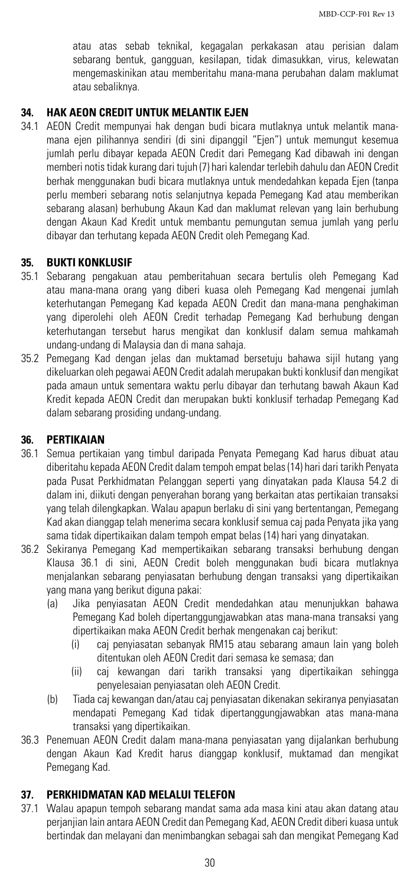atau atas sebab teknikal, kegagalan perkakasan atau perisian dalam sebarang bentuk, gangguan, kesilapan, tidak dimasukkan, virus, kelewatan mengemaskinikan atau memberitahu mana-mana perubahan dalam maklumat atau sebaliknya.

## 34. HAK AEON CREDIT UNTUK MELANTIK EJEN

34.1 AEON Credit mempunyai hak dengan budi bicara mutlaknya untuk melantik mana-mana ejen pilihannya sendiri (di sini dipanggil "Ejen") untuk memungut kesemua jumlah perlu dibayar kepada AEON Credit dari Pemegang Kad dibawah ini dengan memberi notis tidak kurang dari tujuh (7) hari kalendar terlebih dahulu dan AEON Credit berhak menggunakan budi bicara mutlaknya untuk mendedahkan kepada Ejen (tanpa perlu memberi sebarang notis selanjutnya kepada Pemegang Kad atau memberikan sebarang alasan) berhubung Akaun Kad dan maklumat relevan yang lain berhubung dengan Akaun Kad Kredit untuk membantu pemungutan semua jumlah yang perlu dibayar dan terhutang kepada AEON Credit oleh Pemegang Kad.

## 35. BUKTI KONKLUSIF

35.1 Sebarang pengakuan atau pemberitahuan secara bertulis oleh Pemegang Kad atau mana-mana orang yang diberi kuasa oleh Pemegang Kad mengenai jumlah keterhutangan Pemegang Kad kepada AEON Credit dan mana-mana penghakiman yang diperolehi oleh AEON Credit terhadap Pemegang Kad berhubung dengan keterhutangan tersebut harus mengikat dan konklusif dalam semua mahkamah undang-undang di Malaysia dan di mana sahaja.

35.2 Pemegang Kad dengan jelas dan muktamad bersetuju bahawa sijil hutang yang dikeluarkan oleh pegawai AEON Credit adalah merupakan bukti konklusif dan mengikat pada amaun untuk sementara waktu perlu dibayar dan terhutang bawah Akaun Kad Kredit kepada AEON Credit dan merupakan bukti konklusif terhadap Pemegang Kad dalam sebarang prosiding undang-undang.

## 36. PERTIKAIAN

36.1 Semua pertikaian yang timbul daripada Penyata Pemegang Kad harus dibuat atau diberitahu kepada AEON Credit dalam tempoh empat belas (14) hari dari tarikh Penyata pada Pusat Perkhidmatan Pelanggan seperti yang dinyatakan pada Klausa 54.2 di dalam ini, diikuti dengan penyerahan borang yang berkaitan atas pertikaian transaksi yang telah dilengkapkan. Walau apapun berlaku di sini yang bertentangan, Pemegang Kad akan dianggap telah menerima secara konklusif semua caj pada Penyata jika yang sama tidak dipertikaikan dalam tempoh empat belas (14) hari yang dinyatakan.

36.2 Sekiranya Pemegang Kad mempertikaikan sebarang transaksi berhubung dengan Klausa 36.1 di sini, AEON Credit boleh menggunakan budi bicara mutlaknya menjalankan sebarang penyiasatan berhubung dengan transaksi yang dipertikaikan yang mana yang berikut diguna pakai:

- (a) Jika penyiasatan AEON Credit mendedahkan atau menunjukkan bahawa Pemegang Kad boleh dipertanggungjawabkan atas mana-mana transaksi yang dipertikaikan maka AEON Credit berhak mengenakan caj berikut:
  - (i) caj penyiasatan sebanyak RM15 atau sebarang amaun lain yang boleh ditentukan oleh AEON Credit dari semasa ke semasa; dan
  - (ii) caj kewangan dari tarikh transaksi yang dipertikaikan sehingga penyelesaian penyiasatan oleh AEON Credit.
- (b) Tiada caj kewangan dan/atau caj penyiasatan dikenakan sekiranya penyiasatan mendapati Pemegang Kad tidak dipertanggungjawabkan atas mana-mana transaksi yang dipertikaikan.

36.3 Penemuan AEON Credit dalam mana-mana penyiasatan yang dijalankan berhubung dengan Akaun Kad Kredit harus dianggap konklusif, muktamad dan mengikat Pemegang Kad.

## 37. PERKHIDMATAN KAD MELALUI TELEFON

37.1 Walau apapun tempoh sebarang mandat sama ada masa kini atau akan datang atau perjanjian lain antara AEON Credit dan Pemegang Kad, AEON Credit diberi kuasa untuk bertindak dan melayani dan menimbangkan sebagai sah dan mengikat Pemegang Kad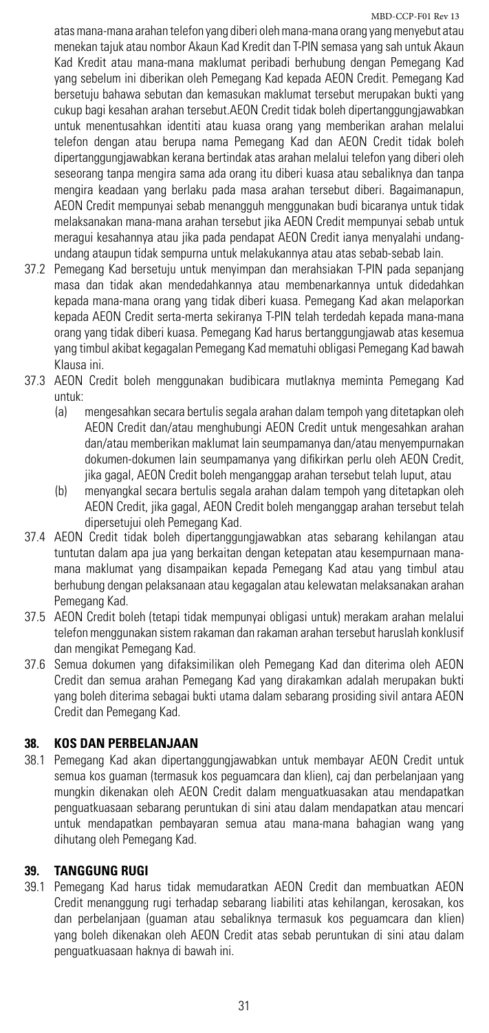atas mana-mana arahan telefon yang diberi oleh mana-mana orang yang menyebut atau menekan tajuk atau nombor Akaun Kad Kredit dan T-PIN semasa yang sah untuk Akaun Kad Kredit atau mana-mana maklumat peribadi berhubung dengan Pemegang Kad yang sebelum ini diberikan oleh Pemegang Kad kepada AEON Credit. Pemegang Kad bersetuju bahawa sebutan dan kemasukan maklumat tersebut merupakan bukti yang cukup bagi kesahan arahan tersebut.AEON Credit tidak boleh dipertanggungjawabkan untuk menentusahkan identiti atau kuasa orang yang memberikan arahan melalui telefon dengan atau berupa nama Pemegang Kad dan AEON Credit tidak boleh dipertanggungjawabkan kerana bertindak atas arahan melalui telefon yang diberi oleh seseorang tanpa mengira sama ada orang itu diberi kuasa atau sebaliknya dan tanpa mengira keadaan yang berlaku pada masa arahan tersebut diberi. Bagaimanapun, AEON Credit mempunyai sebab menangguh menggunakan budi bicaranya untuk tidak melaksanakan mana-mana arahan tersebut jika AEON Credit mempunyai sebab untuk meragui kesahannya atau jika pada pendapat AEON Credit ianya menyalahi undang-undang ataupun tidak sempurna untuk melakukannya atau atas sebab-sebab lain.

37.2 Pemegang Kad bersetuju untuk menyimpan dan merahsiakan T-PIN pada sepanjang masa dan tidak akan mendedahkannya atau membenarkannya untuk didedahkan kepada mana-mana orang yang tidak diberi kuasa. Pemegang Kad akan melaporkan kepada AEON Credit serta-merta sekiranya T-PIN telah terdedah kepada mana-mana orang yang tidak diberi kuasa. Pemegang Kad harus bertanggungjawab atas kesemua yang timbul akibat kegagalan Pemegang Kad mematuhi obligasi Pemegang Kad bawah Klausa ini.

37.3 AEON Credit boleh menggunakan budibicara mutlaknya meminta Pemegang Kad untuk:

(a) mengesahkan secara bertulis segala arahan dalam tempoh yang ditetapkan oleh AEON Credit dan/atau menghubungi AEON Credit untuk mengesahkan arahan dan/atau memberikan maklumat lain seumpamanya dan/atau menyempurnakan dokumen-dokumen lain seumpamanya yang difikirkan perlu oleh AEON Credit, jika gagal, AEON Credit boleh menganggap arahan tersebut telah luput, atau

(b) menyangkal secara bertulis segala arahan dalam tempoh yang ditetapkan oleh AEON Credit, jika gagal, AEON Credit boleh menganggap arahan tersebut telah dipersetujui oleh Pemegang Kad.

37.4 AEON Credit tidak boleh dipertanggungjawabkan atas sebarang kehilangan atau tuntutan dalam apa jua yang berkaitan dengan ketepatan atau kesempurnaan mana-mana maklumat yang disampaikan kepada Pemegang Kad atau yang timbul atau berhubung dengan pelaksanaan atau kegagalan atau kelewatan melaksanakan arahan Pemegang Kad.

37.5 AEON Credit boleh (tetapi tidak mempunyai obligasi untuk) merakam arahan melalui telefon menggunakan sistem rakaman dan rakaman arahan tersebut haruslah konklusif dan mengikat Pemegang Kad.

37.6 Semua dokumen yang difaksimilikan oleh Pemegang Kad dan diterima oleh AEON Credit dan semua arahan Pemegang Kad yang dirakamkan adalah merupakan bukti yang boleh diterima sebagai bukti utama dalam sebarang prosiding sivil antara AEON Credit dan Pemegang Kad.

## 38. KOS DAN PERBELANJAAN

38.1 Pemegang Kad akan dipertanggungjawabkan untuk membayar AEON Credit untuk semua kos guaman (termasuk kos peguamcara dan klien), caj dan perbelanjaan yang mungkin dikenakan oleh AEON Credit dalam menguatkuasakan atau mendapatkan penguatkuasaan sebarang peruntukan di sini atau dalam mendapatkan atau mencari untuk mendapatkan pembayaran semua atau mana-mana bahagian wang yang dihutang oleh Pemegang Kad.

## 39. TANGGUNG RUGI

39.1 Pemegang Kad harus tidak memudaratkan AEON Credit dan membuatkan AEON Credit menanggung rugi terhadap sebarang liabiliti atas kehilangan, kerosakan, kos dan perbelanjaan (guaman atau sebaliknya termasuk kos peguamcara dan klien) yang boleh dikenakan oleh AEON Credit atas sebab peruntukan di sini atau dalam penguatkuasaan haknya di bawah ini.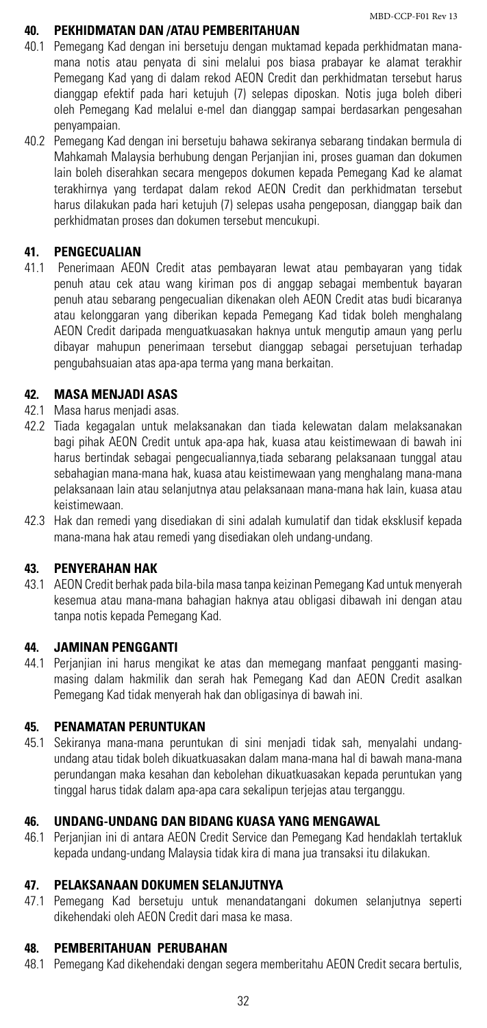## 40. PEKHIDMATAN DAN /ATAU PEMBERITAHUAN

40.1 Pemegang Kad dengan ini bersetuju dengan muktamad kepada perkhidmatan mana-mana notis atau penyata di sini melalui pos biasa prabayar ke alamat terakhir Pemegang Kad yang di dalam rekod AEON Credit dan perkhidmatan tersebut harus dianggap efektif pada hari ketujuh (7) selepas diposkan. Notis juga boleh diberi oleh Pemegang Kad melalui e-mel dan dianggap sampai berdasarkan pengesahan penyampaian.

40.2 Pemegang Kad dengan ini bersetuju bahawa sekiranya sebarang tindakan bermula di Mahkamah Malaysia berhubung dengan Perjanjian ini, proses guaman dan dokumen lain boleh diserahkan secara mengepos dokumen kepada Pemegang Kad ke alamat terakhirnya yang terdapat dalam rekod AEON Credit dan perkhidmatan tersebut harus dilakukan pada hari ketujuh (7) selepas usaha pengeposan, dianggap baik dan perkhidmatan proses dan dokumen tersebut mencukupi.

## 41. PENGECUALIAN

41.1 Penerimaan AEON Credit atas pembayaran lewat atau pembayaran yang tidak penuh atau cek atau wang kiriman pos di anggap sebagai membentuk bayaran penuh atau sebarang pengecualian dikenakan oleh AEON Credit atas budi bicaranya atau kelonggaran yang diberikan kepada Pemegang Kad tidak boleh menghalang AEON Credit daripada menguatkuasakan haknya untuk mengutip amaun yang perlu dibayar mahupun penerimaan tersebut dianggap sebagai persetujuan terhadap pengubahsuaian atas apa-apa terma yang mana berkaitan.

## 42. MASA MENJADI ASAS

42.1 Masa harus menjadi asas.

42.2 Tiada kegagalan untuk melaksanakan dan tiada kelewatan dalam melaksanakan bagi pihak AEON Credit untuk apa-apa hak, kuasa atau keistimewaan di bawah ini harus bertindak sebagai pengecualiannya,tiada sebarang pelaksanaan tunggal atau sebahagian mana-mana hak, kuasa atau keistimewaan yang menghalang mana-mana pelaksanaan lain atau selanjutnya atau pelaksanaan mana-mana hak lain, kuasa atau keistimewaan.

42.3 Hak dan remedi yang disediakan di sini adalah kumulatif dan tidak eksklusif kepada mana-mana hak atau remedi yang disediakan oleh undang-undang.

## 43. PENYERAHAN HAK

43.1 AEON Credit berhak pada bila-bila masa tanpa keizinan Pemegang Kad untuk menyerah kesemua atau mana-mana bahagian haknya atau obligasi dibawah ini dengan atau tanpa notis kepada Pemegang Kad.

## 44. JAMINAN PENGGANTI

44.1 Perjanjian ini harus mengikat ke atas dan memegang manfaat pengganti masing-masing dalam hakmilik dan serah hak Pemegang Kad dan AEON Credit asalkan Pemegang Kad tidak menyerah hak dan obligasinya di bawah ini.

## 45. PENAMATAN PERUNTUKAN

45.1 Sekiranya mana-mana peruntukan di sini menjadi tidak sah, menyalahi undang-undang atau tidak boleh dikuatkuasakan dalam mana-mana hal di bawah mana-mana perundangan maka kesahan dan kebolehan dikuatkuasakan kepada peruntukan yang tinggal harus tidak dalam apa-apa cara sekalipun terjejas atau terganggu.

## 46. UNDANG-UNDANG DAN BIDANG KUASA YANG MENGAWAL

46.1 Perjanjian ini di antara AEON Credit Service dan Pemegang Kad hendaklah tertakluk kepada undang-undang Malaysia tidak kira di mana jua transaksi itu dilakukan.

## 47. PELAKSANAAN DOKUMEN SELANJUTNYA

47.1 Pemegang Kad bersetuju untuk menandatangani dokumen selanjutnya seperti dikehendaki oleh AEON Credit dari masa ke masa.

## 48. PEMBERITAHUAN PERUBAHAN

48.1 Pemegang Kad dikehendaki dengan segera memberitahu AEON Credit secara bertulis,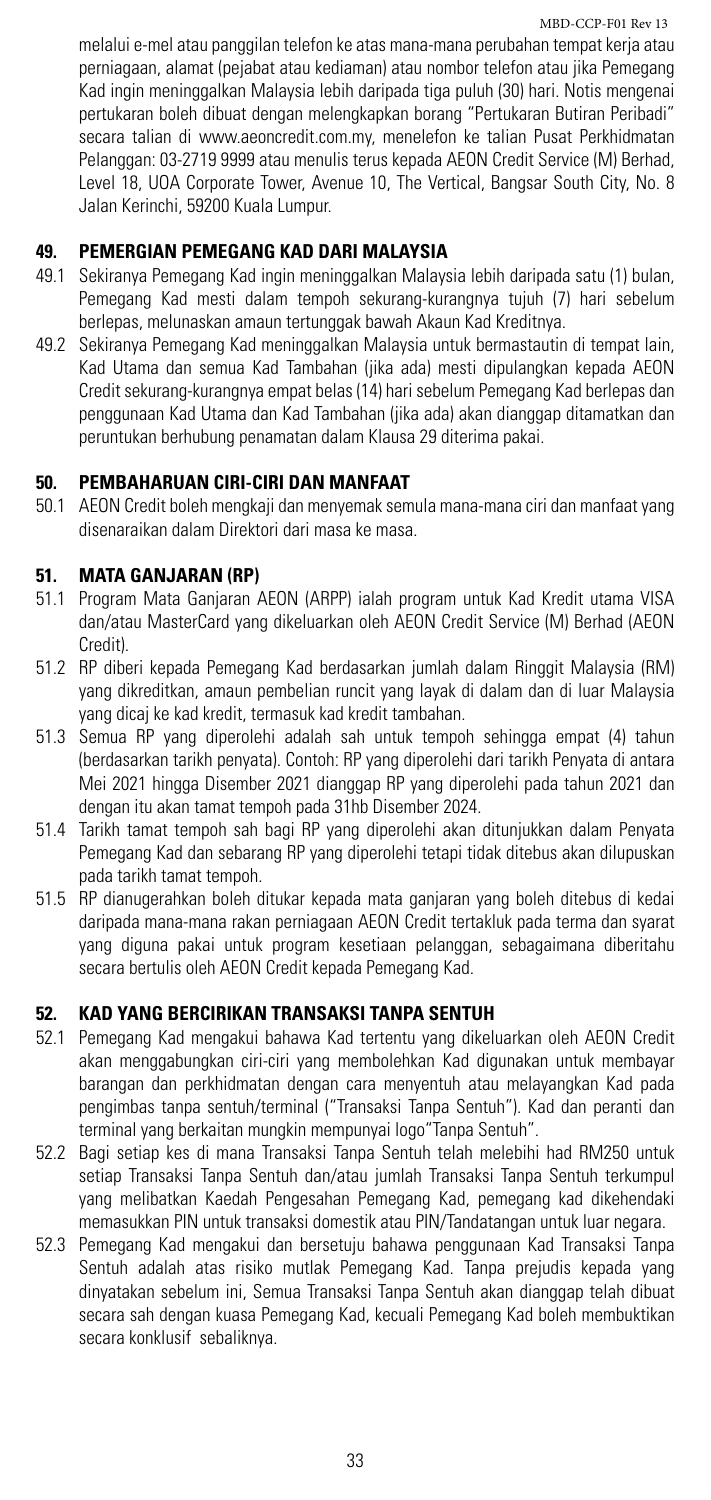melalui e-mel atau panggilan telefon ke atas mana-mana perubahan tempat kerja atau perniagaan, alamat (pejabat atau kediaman) atau nombor telefon atau jika Pemegang Kad ingin meninggalkan Malaysia lebih daripada tiga puluh (30) hari. Notis mengenai pertukaran boleh dibuat dengan melengkapkan borang "Pertukaran Butiran Peribadi" secara talian di www.aeoncredit.com.my, menelefon ke talian Pusat Perkhidmatan Pelanggan: 03-2719 9999 atau menulis terus kepada AEON Credit Service (M) Berhad, Level 18, UOA Corporate Tower, Avenue 10, The Vertical, Bangsar South City, No. 8 Jalan Kerinchi, 59200 Kuala Lumpur.

## 49. PEMERGIAN PEMEGANG KAD DARI MALAYSIA

49.1 Sekiranya Pemegang Kad ingin meninggalkan Malaysia lebih daripada satu (1) bulan, Pemegang Kad mesti dalam tempoh sekurang-kurangnya tujuh (7) hari sebelum berlepas, melunaskan amaun tertunggak bawah Akaun Kad Kreditnya.

49.2 Sekiranya Pemegang Kad meninggalkan Malaysia untuk bermastautin di tempat lain, Kad Utama dan semua Kad Tambahan (jika ada) mesti dipulangkan kepada AEON Credit sekurang-kurangnya empat belas (14) hari sebelum Pemegang Kad berlepas dan penggunaan Kad Utama dan Kad Tambahan (jika ada) akan dianggap ditamatkan dan peruntukan berhubung penamatan dalam Klausa 29 diterima pakai.

## 50. PEMBAHARUAN CIRI-CIRI DAN MANFAAT

50.1 AEON Credit boleh mengkaji dan menyemak semula mana-mana ciri dan manfaat yang disenaraikan dalam Direktori dari masa ke masa.

## 51. MATA GANJARAN (RP)

51.1 Program Mata Ganjaran AEON (ARPP) ialah program untuk Kad Kredit utama VISA dan/atau MasterCard yang dikeluarkan oleh AEON Credit Service (M) Berhad (AEON Credit).

51.2 RP diberi kepada Pemegang Kad berdasarkan jumlah dalam Ringgit Malaysia (RM) yang dikreditkan, amaun pembelian runcit yang layak di dalam dan di luar Malaysia yang dicaj ke kad kredit, termasuk kad kredit tambahan.

51.3 Semua RP yang diperolehi adalah sah untuk tempoh sehingga empat (4) tahun (berdasarkan tarikh penyata). Contoh: RP yang diperolehi dari tarikh Penyata di antara Mei 2021 hingga Disember 2021 dianggap RP yang diperolehi pada tahun 2021 dan dengan itu akan tamat tempoh pada 31hb Disember 2024.

51.4 Tarikh tamat tempoh sah bagi RP yang diperolehi akan ditunjukkan dalam Penyata Pemegang Kad dan sebarang RP yang diperolehi tetapi tidak ditebus akan dilupuskan pada tarikh tamat tempoh.

51.5 RP dianugerahkan boleh ditukar kepada mata ganjaran yang boleh ditebus di kedai daripada mana-mana rakan perniagaan AEON Credit tertakluk pada terma dan syarat yang diguna pakai untuk program kesetiaan pelanggan, sebagaimana diberitahu secara bertulis oleh AEON Credit kepada Pemegang Kad.

## 52. KAD YANG BERCIRIKAN TRANSAKSI TANPA SENTUH

52.1 Pemegang Kad mengakui bahawa Kad tertentu yang dikeluarkan oleh AEON Credit akan menggabungkan ciri-ciri yang membolehkan Kad digunakan untuk membayar barangan dan perkhidmatan dengan cara menyentuh atau melayangkan Kad pada pengimbas tanpa sentuh/terminal ("Transaksi Tanpa Sentuh"). Kad dan peranti dan terminal yang berkaitan mungkin mempunyai logo"Tanpa Sentuh".

52.2 Bagi setiap kes di mana Transaksi Tanpa Sentuh telah melebihi had RM250 untuk setiap Transaksi Tanpa Sentuh dan/atau jumlah Transaksi Tanpa Sentuh terkumpul yang melibatkan Kaedah Pengesahan Pemegang Kad, pemegang kad dikehendaki memasukkan PIN untuk transaksi domestik atau PIN/Tandatangan untuk luar negara.

52.3 Pemegang Kad mengakui dan bersetuju bahawa penggunaan Kad Transaksi Tanpa Sentuh adalah atas risiko mutlak Pemegang Kad. Tanpa prejudis kepada yang dinyatakan sebelum ini, Semua Transaksi Tanpa Sentuh akan dianggap telah dibuat secara sah dengan kuasa Pemegang Kad, kecuali Pemegang Kad boleh membuktikan secara konklusif sebaliknya.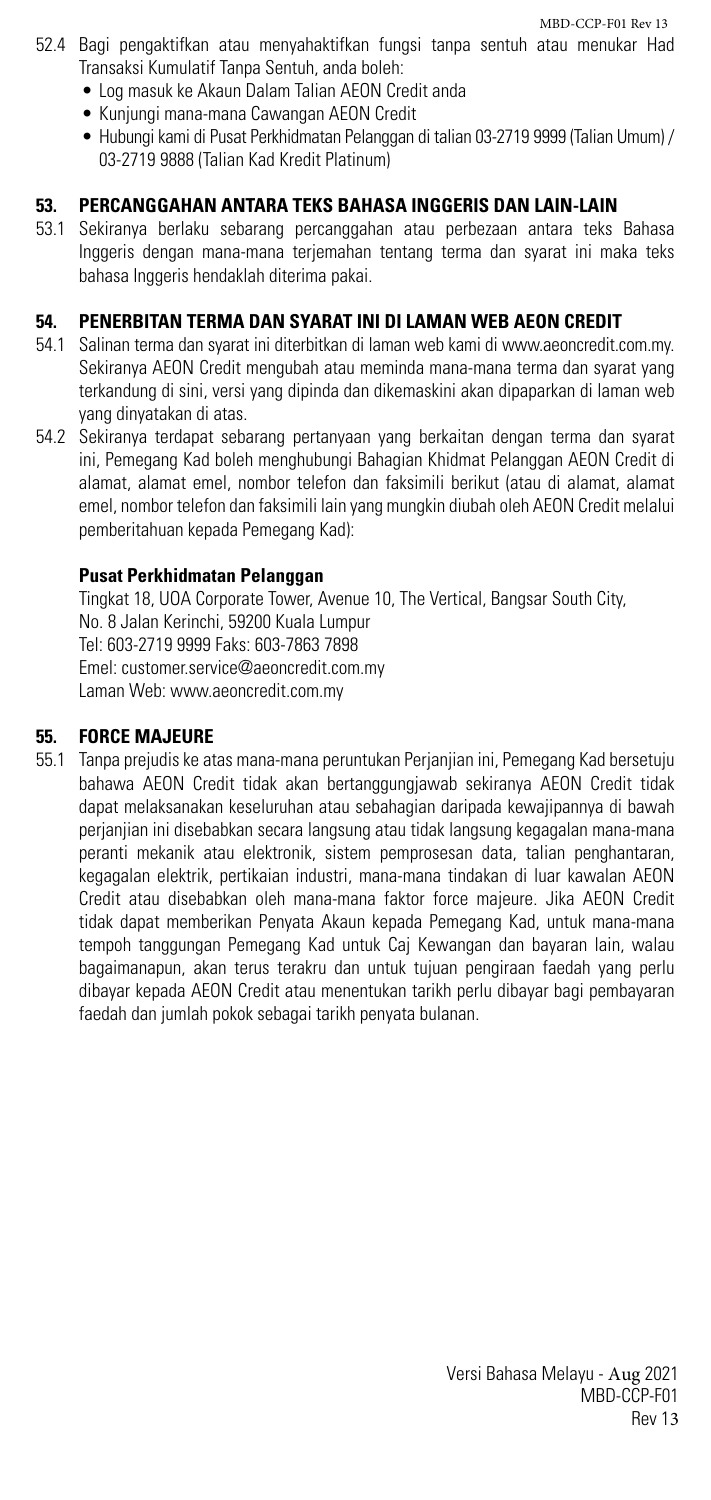52.4 Bagi pengaktifkan atau menyahaktifkan fungsi tanpa sentuh atau menukar Had Transaksi Kumulatif Tanpa Sentuh, anda boleh:

- Log masuk ke Akaun Dalam Talian AEON Credit anda
- Kunjungi mana-mana Cawangan AEON Credit
- Hubungi kami di Pusat Perkhidmatan Pelanggan di talian 03-2719 9999 (Talian Umum) / 03-2719 9888 (Talian Kad Kredit Platinum)

## 53. PERCANGGAHAN ANTARA TEKS BAHASA INGGERIS DAN LAIN-LAIN

53.1 Sekiranya berlaku sebarang percanggahan atau perbezaan antara teks Bahasa Inggeris dengan mana-mana terjemahan tentang terma dan syarat ini maka teks bahasa Inggeris hendaklah diterima pakai.

## 54. PENERBITAN TERMA DAN SYARAT INI DI LAMAN WEB AEON CREDIT

54.1 Salinan terma dan syarat ini diterbitkan di laman web kami di www.aeoncredit.com.my. Sekiranya AEON Credit mengubah atau meminda mana-mana terma dan syarat yang terkandung di sini, versi yang dipinda dan dikemaskini akan dipaparkan di laman web yang dinyatakan di atas.

54.2 Sekiranya terdapat sebarang pertanyaan yang berkaitan dengan terma dan syarat ini, Pemegang Kad boleh menghubungi Bahagian Khidmat Pelanggan AEON Credit di alamat, alamat emel, nombor telefon dan faksimili berikut (atau di alamat, alamat emel, nombor telefon dan faksimili lain yang mungkin diubah oleh AEON Credit melalui pemberitahuan kepada Pemegang Kad):

**Pusat Perkhidmatan Pelanggan**

Tingkat 18, UOA Corporate Tower, Avenue 10, The Vertical, Bangsar South City,
No. 8 Jalan Kerinchi, 59200 Kuala Lumpur
Tel: 603-2719 9999 Faks: 603-7863 7898
Emel: customer.service@aeoncredit.com.my
Laman Web: www.aeoncredit.com.my

## 55. FORCE MAJEURE

55.1 Tanpa prejudis ke atas mana-mana peruntukan Perjanjian ini, Pemegang Kad bersetuju bahawa AEON Credit tidak akan bertanggungjawab sekiranya AEON Credit tidak dapat melaksanakan keseluruhan atau sebahagian daripada kewajipannya di bawah perjanjian ini disebabkan secara langsung atau tidak langsung kegagalan mana-mana peranti mekanik atau elektronik, sistem pemprosesan data, talian penghantaran, kegagalan elektrik, pertikaian industri, mana-mana tindakan di luar kawalan AEON Credit atau disebabkan oleh mana-mana faktor force majeure. Jika AEON Credit tidak dapat memberikan Penyata Akaun kepada Pemegang Kad, untuk mana-mana tempoh tanggungan Pemegang Kad untuk Caj Kewangan dan bayaran lain, walau bagaimanapun, akan terus terakru dan untuk tujuan pengiraan faedah yang perlu dibayar kepada AEON Credit atau menentukan tarikh perlu dibayar bagi pembayaran faedah dan jumlah pokok sebagai tarikh penyata bulanan.

Versi Bahasa Melayu - Aug 2021
MBD-CCP-F01
Rev 13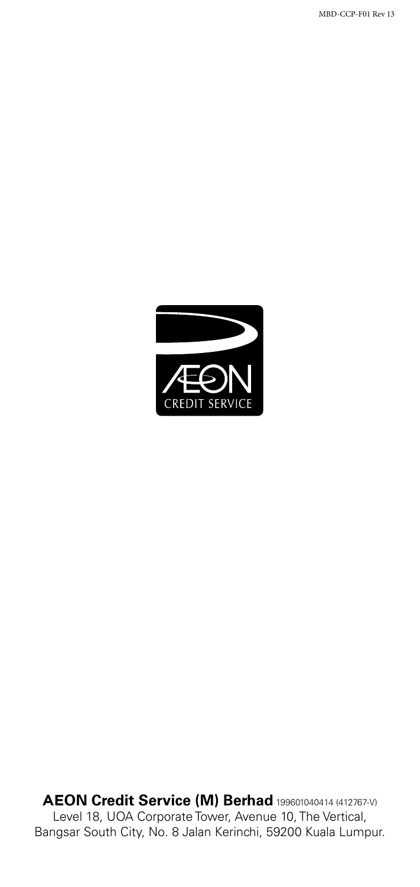MBD-CCP-F01 Rev 13

AEON CREDIT SERVICE

**AEON Credit Service (M) Berhad** 199601040414 (412767-V)
Level 18, UOA Corporate Tower, Avenue 10, The Vertical,
Bangsar South City, No. 8 Jalan Kerinchi, 59200 Kuala Lumpur.